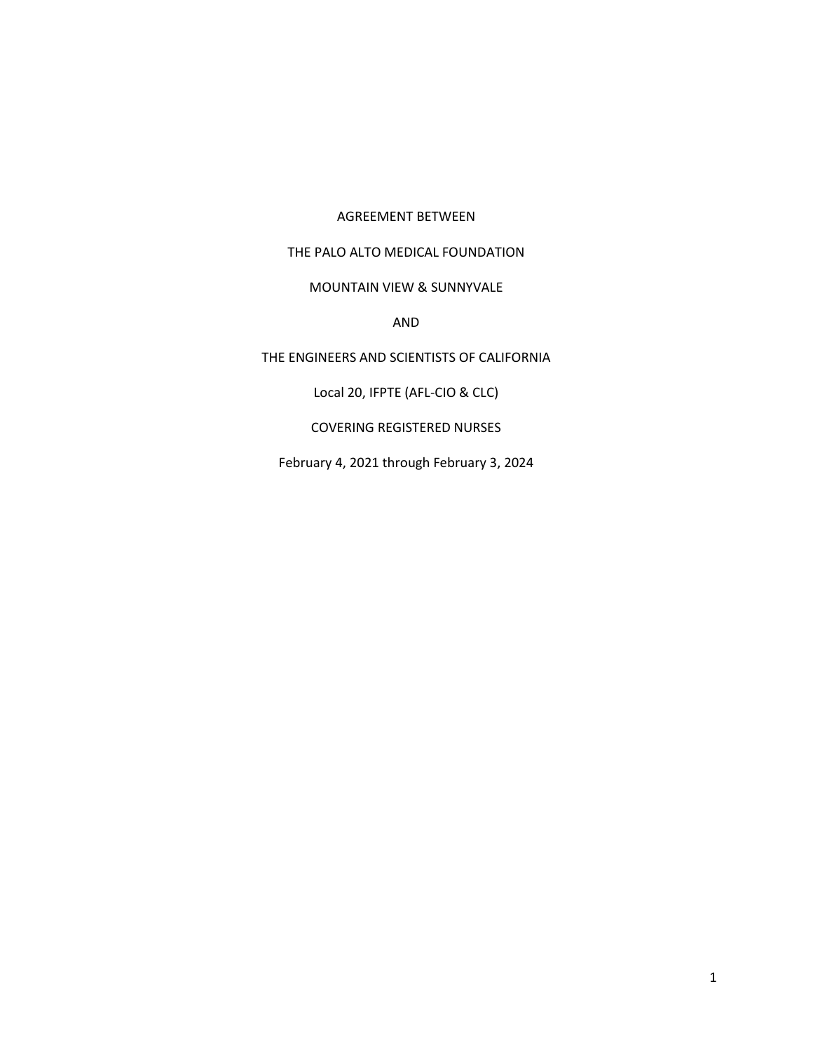AGREEMENT BETWEEN

THE PALO ALTO MEDICAL FOUNDATION

MOUNTAIN VIEW & SUNNYVALE

AND

THE ENGINEERS AND SCIENTISTS OF CALIFORNIA

Local 20, IFPTE (AFL-CIO & CLC)

COVERING REGISTERED NURSES

February 4, 2021 through February 3, 2024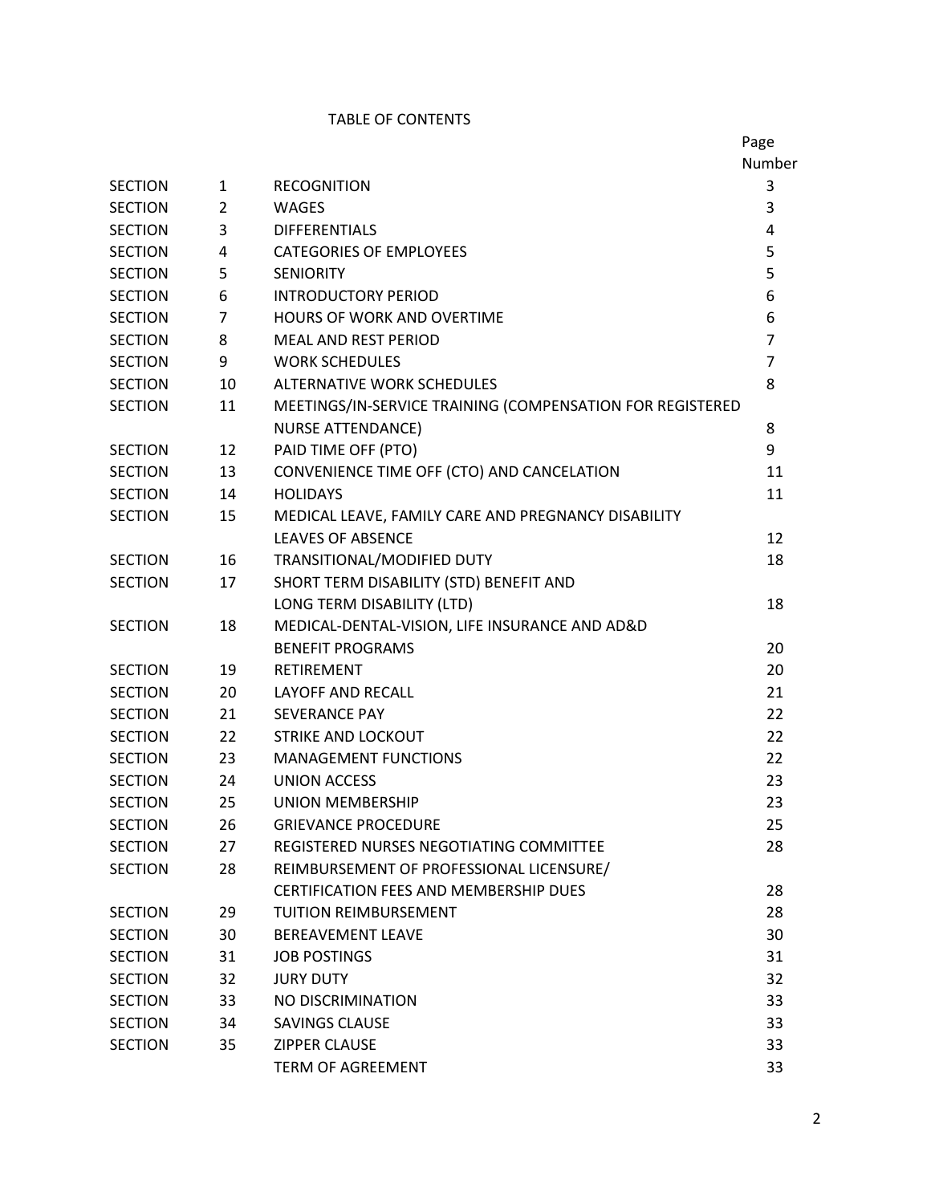# TABLE OF CONTENTS

| | | | Page Number |
|---|---|---|---|
| SECTION | 1 | RECOGNITION | 3 |
| SECTION | 2 | WAGES | 3 |
| SECTION | 3 | DIFFERENTIALS | 4 |
| SECTION | 4 | CATEGORIES OF EMPLOYEES | 5 |
| SECTION | 5 | SENIORITY | 5 |
| SECTION | 6 | INTRODUCTORY PERIOD | 6 |
| SECTION | 7 | HOURS OF WORK AND OVERTIME | 6 |
| SECTION | 8 | MEAL AND REST PERIOD | 7 |
| SECTION | 9 | WORK SCHEDULES | 7 |
| SECTION | 10 | ALTERNATIVE WORK SCHEDULES | 8 |
| SECTION | 11 | MEETINGS/IN-SERVICE TRAINING (COMPENSATION FOR REGISTERED NURSE ATTENDANCE) | 8 |
| SECTION | 12 | PAID TIME OFF (PTO) | 9 |
| SECTION | 13 | CONVENIENCE TIME OFF (CTO) AND CANCELATION | 11 |
| SECTION | 14 | HOLIDAYS | 11 |
| SECTION | 15 | MEDICAL LEAVE, FAMILY CARE AND PREGNANCY DISABILITY LEAVES OF ABSENCE | 12 |
| SECTION | 16 | TRANSITIONAL/MODIFIED DUTY | 18 |
| SECTION | 17 | SHORT TERM DISABILITY (STD) BENEFIT AND LONG TERM DISABILITY (LTD) | 18 |
| SECTION | 18 | MEDICAL-DENTAL-VISION, LIFE INSURANCE AND AD&D BENEFIT PROGRAMS | 20 |
| SECTION | 19 | RETIREMENT | 20 |
| SECTION | 20 | LAYOFF AND RECALL | 21 |
| SECTION | 21 | SEVERANCE PAY | 22 |
| SECTION | 22 | STRIKE AND LOCKOUT | 22 |
| SECTION | 23 | MANAGEMENT FUNCTIONS | 22 |
| SECTION | 24 | UNION ACCESS | 23 |
| SECTION | 25 | UNION MEMBERSHIP | 23 |
| SECTION | 26 | GRIEVANCE PROCEDURE | 25 |
| SECTION | 27 | REGISTERED NURSES NEGOTIATING COMMITTEE | 28 |
| SECTION | 28 | REIMBURSEMENT OF PROFESSIONAL LICENSURE/ CERTIFICATION FEES AND MEMBERSHIP DUES | 28 |
| SECTION | 29 | TUITION REIMBURSEMENT | 28 |
| SECTION | 30 | BEREAVEMENT LEAVE | 30 |
| SECTION | 31 | JOB POSTINGS | 31 |
| SECTION | 32 | JURY DUTY | 32 |
| SECTION | 33 | NO DISCRIMINATION | 33 |
| SECTION | 34 | SAVINGS CLAUSE | 33 |
| SECTION | 35 | ZIPPER CLAUSE | 33 |
| | | TERM OF AGREEMENT | 33 |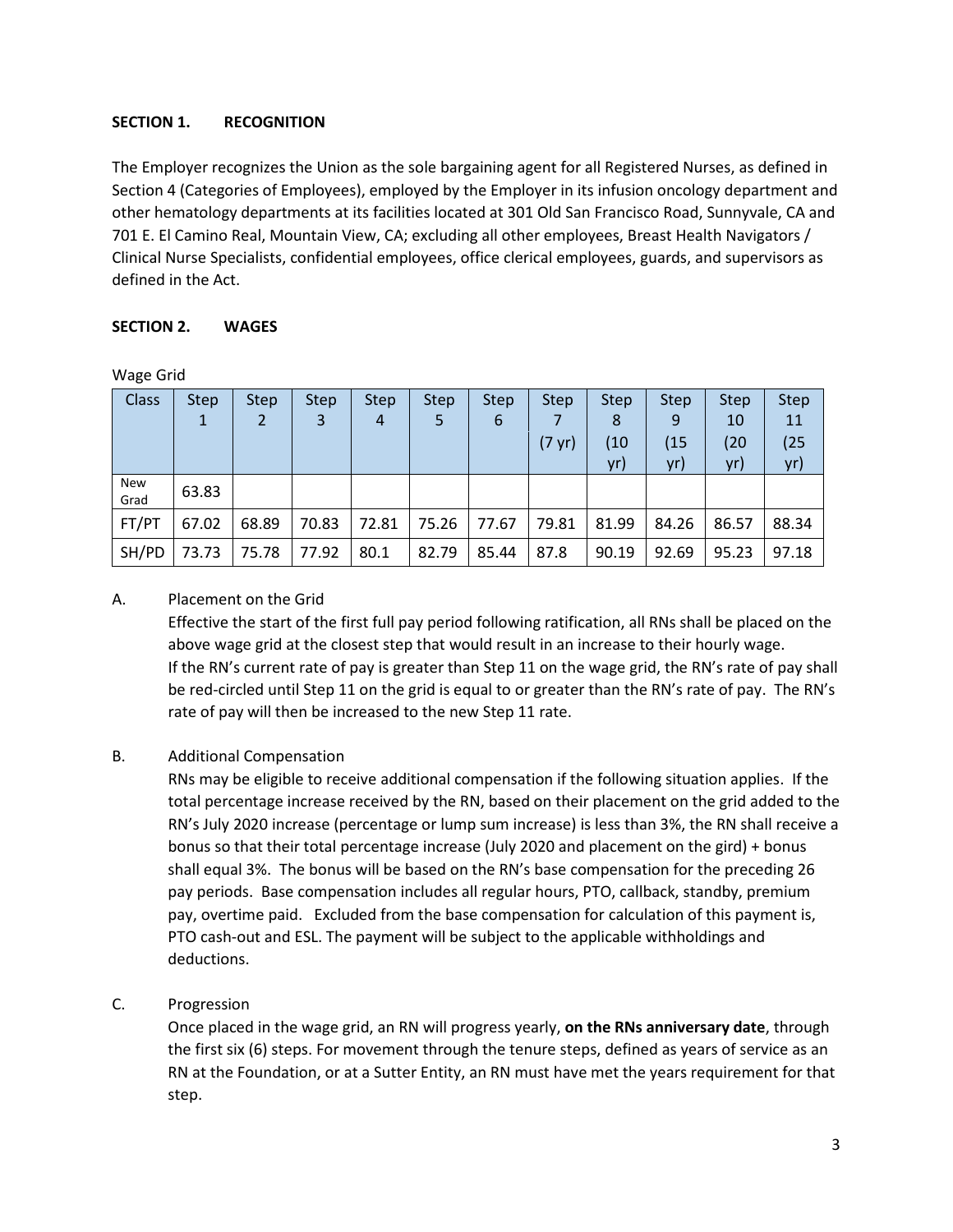**SECTION 1. RECOGNITION**

The Employer recognizes the Union as the sole bargaining agent for all Registered Nurses, as defined in Section 4 (Categories of Employees), employed by the Employer in its infusion oncology department and other hematology departments at its facilities located at 301 Old San Francisco Road, Sunnyvale, CA and 701 E. El Camino Real, Mountain View, CA; excluding all other employees, Breast Health Navigators / Clinical Nurse Specialists, confidential employees, office clerical employees, guards, and supervisors as defined in the Act.

**SECTION 2. WAGES**

Wage Grid

| Class | Step 1 | Step 2 | Step 3 | Step 4 | Step 5 | Step 6 | Step 7 (7 yr) | Step 8 (10 yr) | Step 9 (15 yr) | Step 10 (20 yr) | Step 11 (25 yr) |
|---|---|---|---|---|---|---|---|---|---|---|---|
| New Grad | 63.83 | | | | | | | | | | |
| FT/PT | 67.02 | 68.89 | 70.83 | 72.81 | 75.26 | 77.67 | 79.81 | 81.99 | 84.26 | 86.57 | 88.34 |
| SH/PD | 73.73 | 75.78 | 77.92 | 80.1 | 82.79 | 85.44 | 87.8 | 90.19 | 92.69 | 95.23 | 97.18 |

A. Placement on the Grid

Effective the start of the first full pay period following ratification, all RNs shall be placed on the above wage grid at the closest step that would result in an increase to their hourly wage.
If the RN's current rate of pay is greater than Step 11 on the wage grid, the RN's rate of pay shall be red-circled until Step 11 on the grid is equal to or greater than the RN's rate of pay. The RN's rate of pay will then be increased to the new Step 11 rate.

B. Additional Compensation

RNs may be eligible to receive additional compensation if the following situation applies. If the total percentage increase received by the RN, based on their placement on the grid added to the RN's July 2020 increase (percentage or lump sum increase) is less than 3%, the RN shall receive a bonus so that their total percentage increase (July 2020 and placement on the gird) + bonus shall equal 3%. The bonus will be based on the RN's base compensation for the preceding 26 pay periods. Base compensation includes all regular hours, PTO, callback, standby, premium pay, overtime paid. Excluded from the base compensation for calculation of this payment is, PTO cash-out and ESL. The payment will be subject to the applicable withholdings and deductions.

C. Progression

Once placed in the wage grid, an RN will progress yearly, **on the RNs anniversary date**, through the first six (6) steps. For movement through the tenure steps, defined as years of service as an RN at the Foundation, or at a Sutter Entity, an RN must have met the years requirement for that step.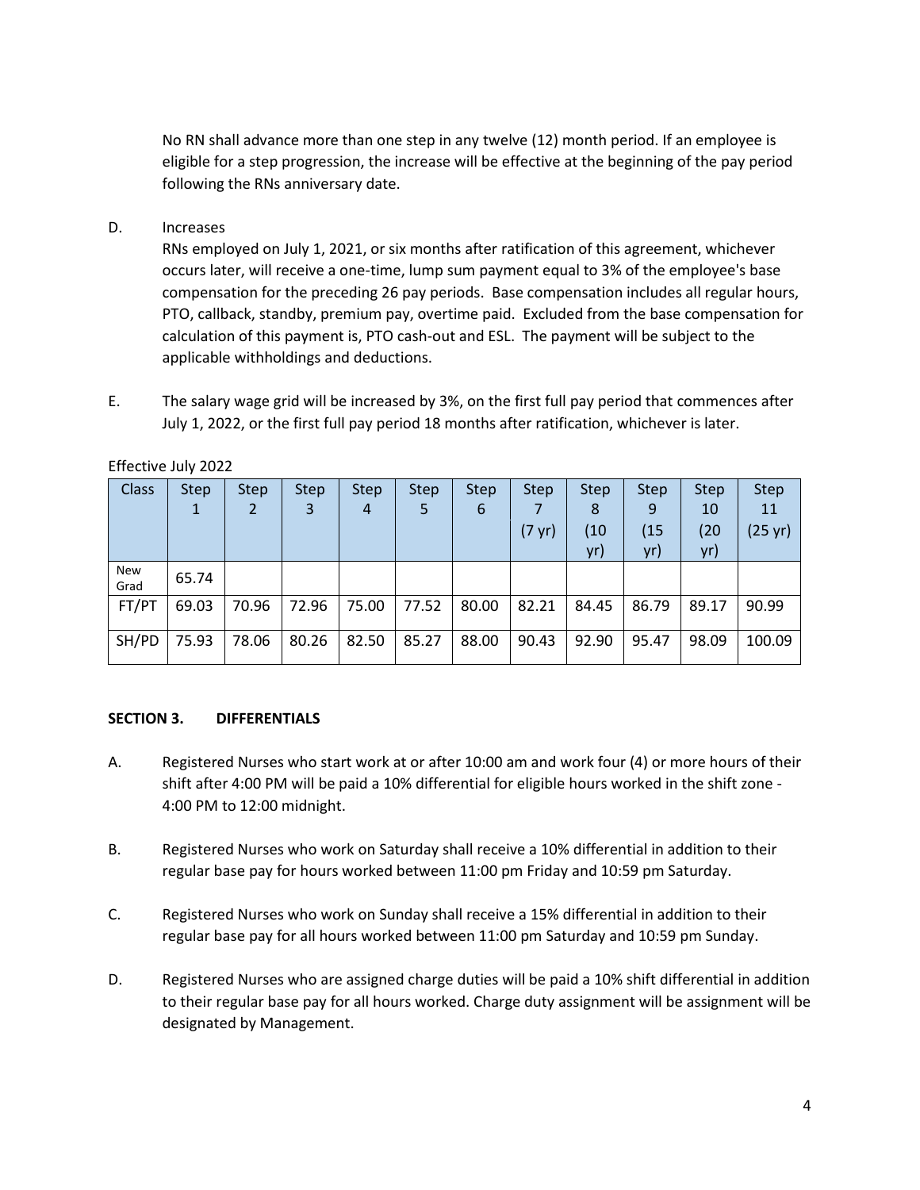No RN shall advance more than one step in any twelve (12) month period. If an employee is eligible for a step progression, the increase will be effective at the beginning of the pay period following the RNs anniversary date.

D. Increases

RNs employed on July 1, 2021, or six months after ratification of this agreement, whichever occurs later, will receive a one-time, lump sum payment equal to 3% of the employee's base compensation for the preceding 26 pay periods. Base compensation includes all regular hours, PTO, callback, standby, premium pay, overtime paid. Excluded from the base compensation for calculation of this payment is, PTO cash-out and ESL. The payment will be subject to the applicable withholdings and deductions.

E. The salary wage grid will be increased by 3%, on the first full pay period that commences after July 1, 2022, or the first full pay period 18 months after ratification, whichever is later.

Effective July 2022

| Class | Step 1 | Step 2 | Step 3 | Step 4 | Step 5 | Step 6 | Step 7 (7 yr) | Step 8 (10 yr) | Step 9 (15 yr) | Step 10 (20 yr) | Step 11 (25 yr) |
|---|---|---|---|---|---|---|---|---|---|---|---|
| New Grad | 65.74 | | | | | | | | | | |
| FT/PT | 69.03 | 70.96 | 72.96 | 75.00 | 77.52 | 80.00 | 82.21 | 84.45 | 86.79 | 89.17 | 90.99 |
| SH/PD | 75.93 | 78.06 | 80.26 | 82.50 | 85.27 | 88.00 | 90.43 | 92.90 | 95.47 | 98.09 | 100.09 |

**SECTION 3. DIFFERENTIALS**

A. Registered Nurses who start work at or after 10:00 am and work four (4) or more hours of their shift after 4:00 PM will be paid a 10% differential for eligible hours worked in the shift zone - 4:00 PM to 12:00 midnight.

B. Registered Nurses who work on Saturday shall receive a 10% differential in addition to their regular base pay for hours worked between 11:00 pm Friday and 10:59 pm Saturday.

C. Registered Nurses who work on Sunday shall receive a 15% differential in addition to their regular base pay for all hours worked between 11:00 pm Saturday and 10:59 pm Sunday.

D. Registered Nurses who are assigned charge duties will be paid a 10% shift differential in addition to their regular base pay for all hours worked. Charge duty assignment will be assignment will be designated by Management.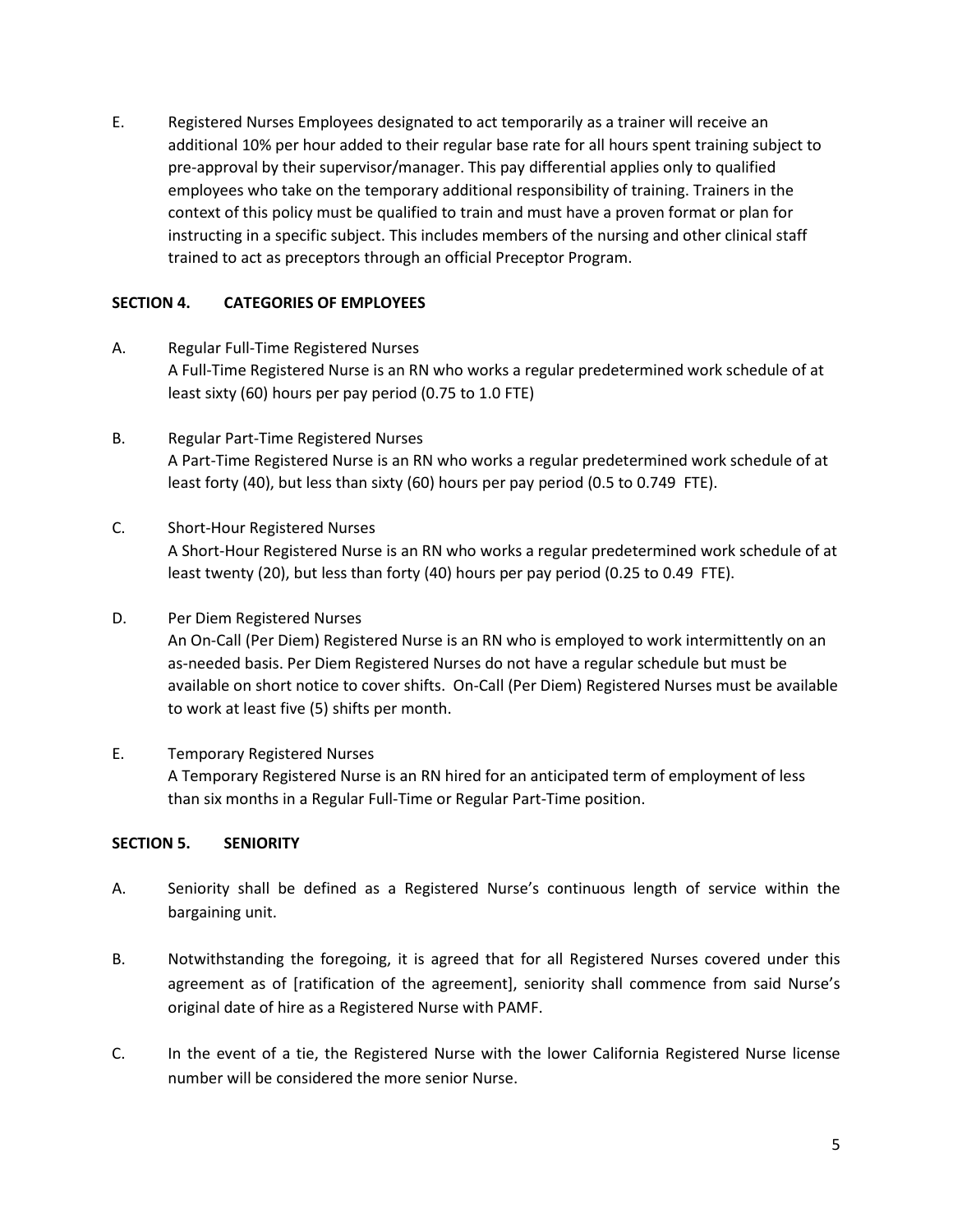E. Registered Nurses Employees designated to act temporarily as a trainer will receive an additional 10% per hour added to their regular base rate for all hours spent training subject to pre-approval by their supervisor/manager. This pay differential applies only to qualified employees who take on the temporary additional responsibility of training. Trainers in the context of this policy must be qualified to train and must have a proven format or plan for instructing in a specific subject. This includes members of the nursing and other clinical staff trained to act as preceptors through an official Preceptor Program.

**SECTION 4. CATEGORIES OF EMPLOYEES**

A. Regular Full-Time Registered Nurses
A Full-Time Registered Nurse is an RN who works a regular predetermined work schedule of at least sixty (60) hours per pay period (0.75 to 1.0 FTE)

B. Regular Part-Time Registered Nurses
A Part-Time Registered Nurse is an RN who works a regular predetermined work schedule of at least forty (40), but less than sixty (60) hours per pay period (0.5 to 0.749 FTE).

C. Short-Hour Registered Nurses
A Short-Hour Registered Nurse is an RN who works a regular predetermined work schedule of at least twenty (20), but less than forty (40) hours per pay period (0.25 to 0.49 FTE).

D. Per Diem Registered Nurses
An On-Call (Per Diem) Registered Nurse is an RN who is employed to work intermittently on an as-needed basis. Per Diem Registered Nurses do not have a regular schedule but must be available on short notice to cover shifts. On-Call (Per Diem) Registered Nurses must be available to work at least five (5) shifts per month.

E. Temporary Registered Nurses
A Temporary Registered Nurse is an RN hired for an anticipated term of employment of less than six months in a Regular Full-Time or Regular Part-Time position.

**SECTION 5. SENIORITY**

A. Seniority shall be defined as a Registered Nurse's continuous length of service within the bargaining unit.

B. Notwithstanding the foregoing, it is agreed that for all Registered Nurses covered under this agreement as of [ratification of the agreement], seniority shall commence from said Nurse's original date of hire as a Registered Nurse with PAMF.

C. In the event of a tie, the Registered Nurse with the lower California Registered Nurse license number will be considered the more senior Nurse.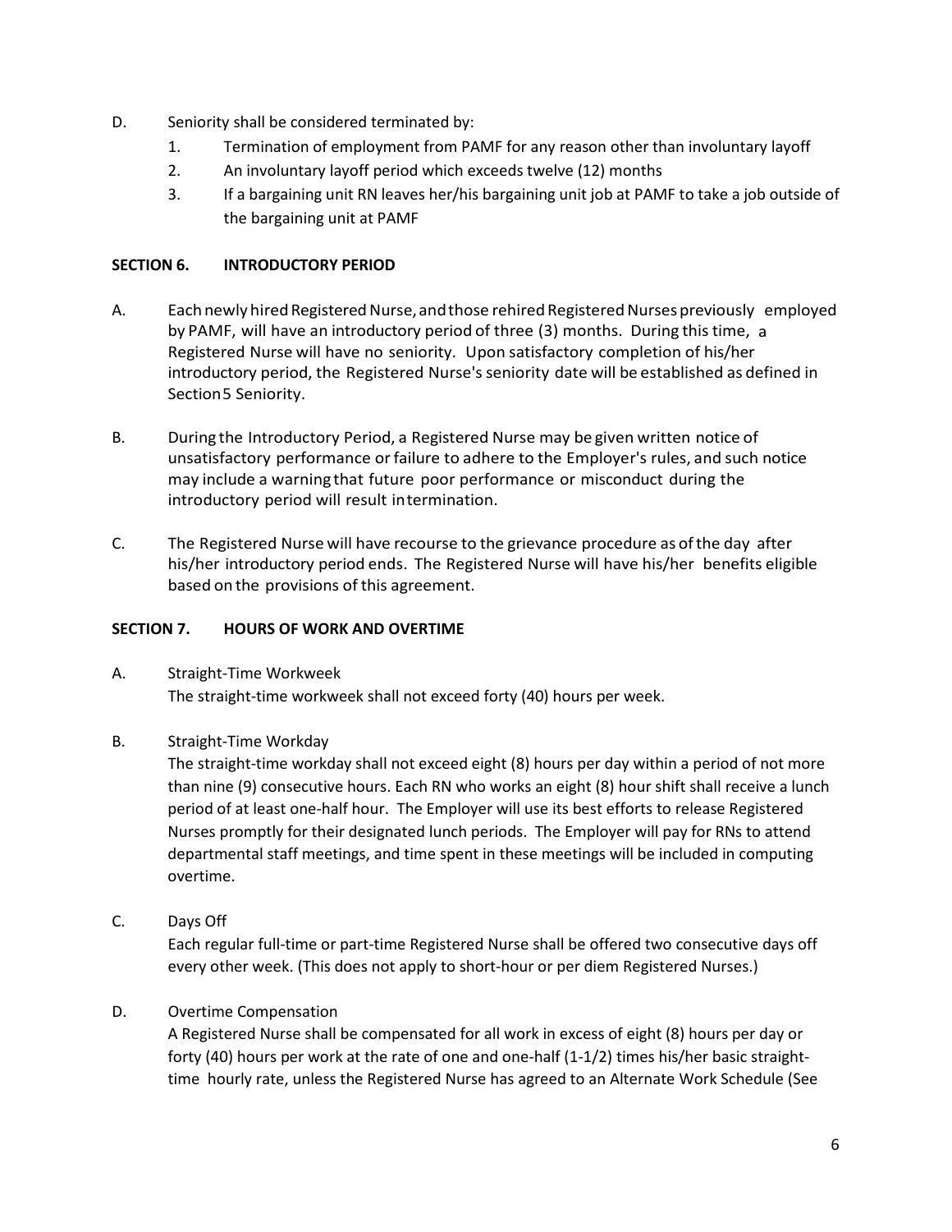D. Seniority shall be considered terminated by:
   1. Termination of employment from PAMF for any reason other than involuntary layoff
   2. An involuntary layoff period which exceeds twelve (12) months
   3. If a bargaining unit RN leaves her/his bargaining unit job at PAMF to take a job outside of the bargaining unit at PAMF

## SECTION 6. INTRODUCTORY PERIOD

A. Each newly hired Registered Nurse, and those rehired Registered Nurses previously employed by PAMF, will have an introductory period of three (3) months. During this time, a Registered Nurse will have no seniority. Upon satisfactory completion of his/her introductory period, the Registered Nurse's seniority date will be established as defined in Section 5 Seniority.

B. During the Introductory Period, a Registered Nurse may be given written notice of unsatisfactory performance or failure to adhere to the Employer's rules, and such notice may include a warning that future poor performance or misconduct during the introductory period will result in termination.

C. The Registered Nurse will have recourse to the grievance procedure as of the day after his/her introductory period ends. The Registered Nurse will have his/her benefits eligible based on the provisions of this agreement.

## SECTION 7. HOURS OF WORK AND OVERTIME

A. Straight-Time Workweek

   The straight-time workweek shall not exceed forty (40) hours per week.

B. Straight-Time Workday

   The straight-time workday shall not exceed eight (8) hours per day within a period of not more than nine (9) consecutive hours. Each RN who works an eight (8) hour shift shall receive a lunch period of at least one-half hour. The Employer will use its best efforts to release Registered Nurses promptly for their designated lunch periods. The Employer will pay for RNs to attend departmental staff meetings, and time spent in these meetings will be included in computing overtime.

C. Days Off

   Each regular full-time or part-time Registered Nurse shall be offered two consecutive days off every other week. (This does not apply to short-hour or per diem Registered Nurses.)

D. Overtime Compensation

   A Registered Nurse shall be compensated for all work in excess of eight (8) hours per day or forty (40) hours per work at the rate of one and one-half (1-1/2) times his/her basic straight-time hourly rate, unless the Registered Nurse has agreed to an Alternate Work Schedule (See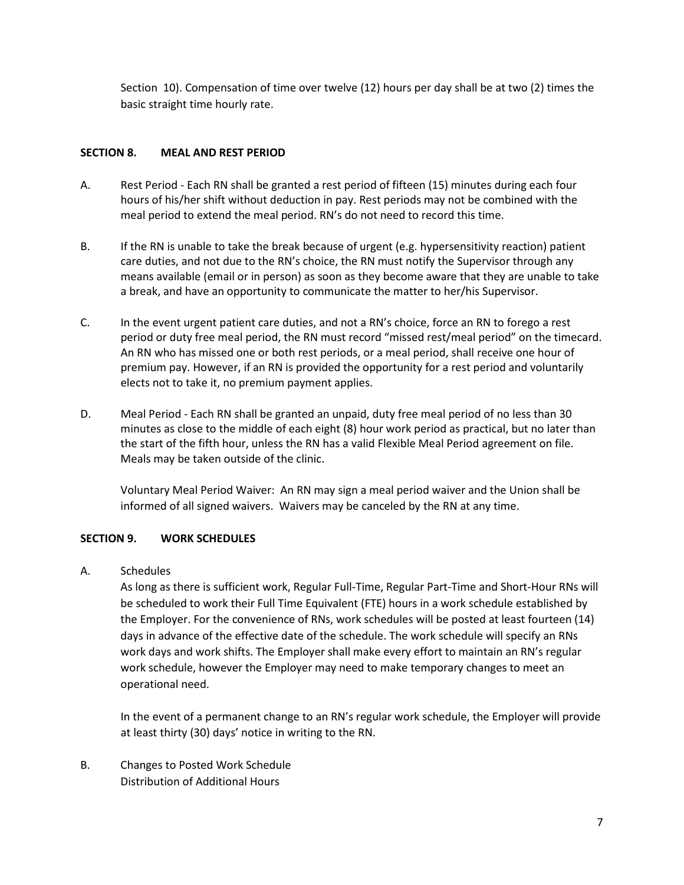Section 10). Compensation of time over twelve (12) hours per day shall be at two (2) times the basic straight time hourly rate.

### SECTION 8. MEAL AND REST PERIOD

A. Rest Period - Each RN shall be granted a rest period of fifteen (15) minutes during each four hours of his/her shift without deduction in pay. Rest periods may not be combined with the meal period to extend the meal period. RN's do not need to record this time.

B. If the RN is unable to take the break because of urgent (e.g. hypersensitivity reaction) patient care duties, and not due to the RN's choice, the RN must notify the Supervisor through any means available (email or in person) as soon as they become aware that they are unable to take a break, and have an opportunity to communicate the matter to her/his Supervisor.

C. In the event urgent patient care duties, and not a RN's choice, force an RN to forego a rest period or duty free meal period, the RN must record "missed rest/meal period" on the timecard. An RN who has missed one or both rest periods, or a meal period, shall receive one hour of premium pay. However, if an RN is provided the opportunity for a rest period and voluntarily elects not to take it, no premium payment applies.

D. Meal Period - Each RN shall be granted an unpaid, duty free meal period of no less than 30 minutes as close to the middle of each eight (8) hour work period as practical, but no later than the start of the fifth hour, unless the RN has a valid Flexible Meal Period agreement on file. Meals may be taken outside of the clinic.

Voluntary Meal Period Waiver: An RN may sign a meal period waiver and the Union shall be informed of all signed waivers. Waivers may be canceled by the RN at any time.

### SECTION 9. WORK SCHEDULES

A. Schedules

As long as there is sufficient work, Regular Full-Time, Regular Part-Time and Short-Hour RNs will be scheduled to work their Full Time Equivalent (FTE) hours in a work schedule established by the Employer. For the convenience of RNs, work schedules will be posted at least fourteen (14) days in advance of the effective date of the schedule. The work schedule will specify an RNs work days and work shifts. The Employer shall make every effort to maintain an RN's regular work schedule, however the Employer may need to make temporary changes to meet an operational need.

In the event of a permanent change to an RN's regular work schedule, the Employer will provide at least thirty (30) days' notice in writing to the RN.

B. Changes to Posted Work Schedule

Distribution of Additional Hours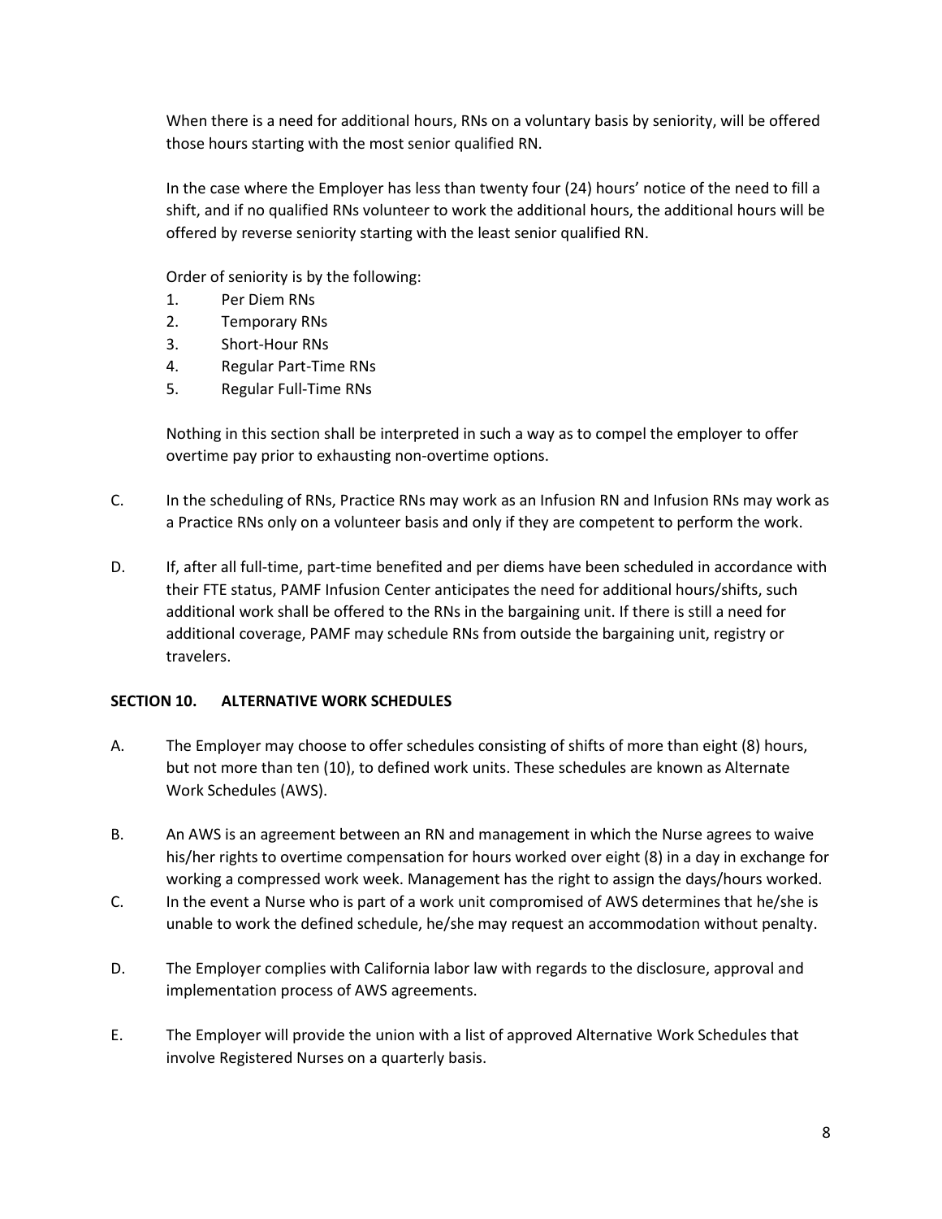When there is a need for additional hours, RNs on a voluntary basis by seniority, will be offered those hours starting with the most senior qualified RN.

In the case where the Employer has less than twenty four (24) hours' notice of the need to fill a shift, and if no qualified RNs volunteer to work the additional hours, the additional hours will be offered by reverse seniority starting with the least senior qualified RN.

Order of seniority is by the following:

1. Per Diem RNs
2. Temporary RNs
3. Short-Hour RNs
4. Regular Part-Time RNs
5. Regular Full-Time RNs

Nothing in this section shall be interpreted in such a way as to compel the employer to offer overtime pay prior to exhausting non-overtime options.

C. In the scheduling of RNs, Practice RNs may work as an Infusion RN and Infusion RNs may work as a Practice RNs only on a volunteer basis and only if they are competent to perform the work.

D. If, after all full-time, part-time benefited and per diems have been scheduled in accordance with their FTE status, PAMF Infusion Center anticipates the need for additional hours/shifts, such additional work shall be offered to the RNs in the bargaining unit. If there is still a need for additional coverage, PAMF may schedule RNs from outside the bargaining unit, registry or travelers.

**SECTION 10. ALTERNATIVE WORK SCHEDULES**

A. The Employer may choose to offer schedules consisting of shifts of more than eight (8) hours, but not more than ten (10), to defined work units. These schedules are known as Alternate Work Schedules (AWS).

B. An AWS is an agreement between an RN and management in which the Nurse agrees to waive his/her rights to overtime compensation for hours worked over eight (8) in a day in exchange for working a compressed work week. Management has the right to assign the days/hours worked.

C. In the event a Nurse who is part of a work unit compromised of AWS determines that he/she is unable to work the defined schedule, he/she may request an accommodation without penalty.

D. The Employer complies with California labor law with regards to the disclosure, approval and implementation process of AWS agreements.

E. The Employer will provide the union with a list of approved Alternative Work Schedules that involve Registered Nurses on a quarterly basis.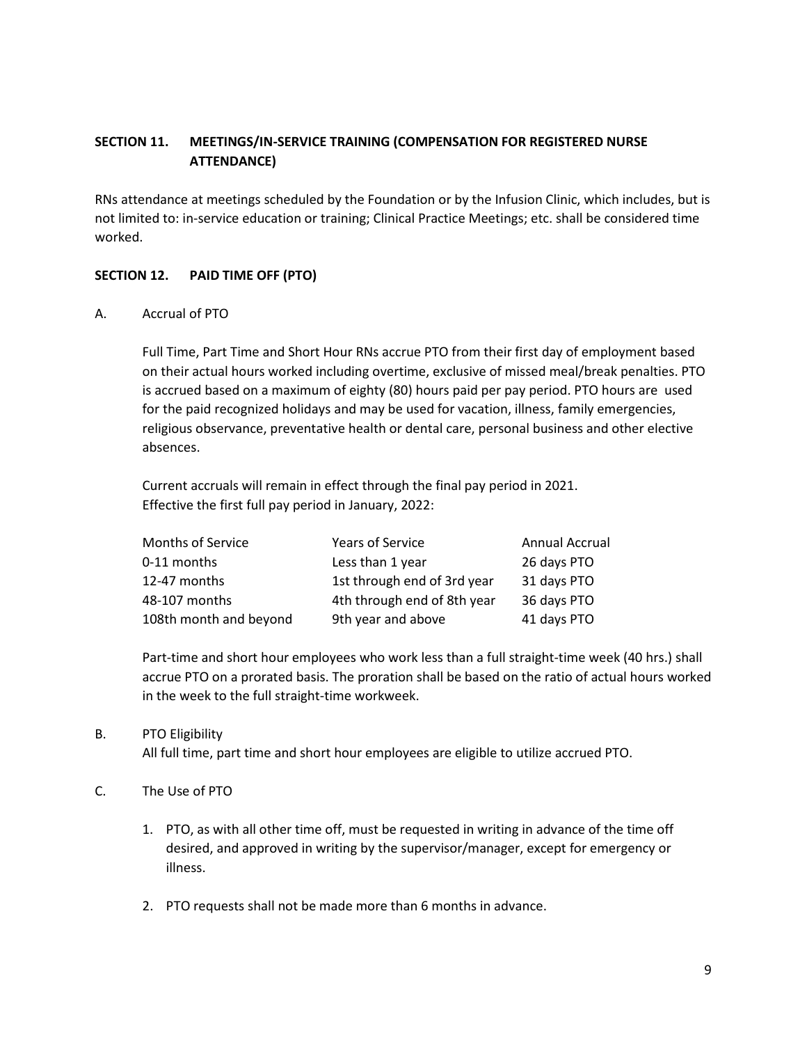## SECTION 11. MEETINGS/IN-SERVICE TRAINING (COMPENSATION FOR REGISTERED NURSE ATTENDANCE)

RNs attendance at meetings scheduled by the Foundation or by the Infusion Clinic, which includes, but is not limited to: in-service education or training; Clinical Practice Meetings; etc. shall be considered time worked.

## SECTION 12. PAID TIME OFF (PTO)

A. Accrual of PTO

Full Time, Part Time and Short Hour RNs accrue PTO from their first day of employment based on their actual hours worked including overtime, exclusive of missed meal/break penalties. PTO is accrued based on a maximum of eighty (80) hours paid per pay period. PTO hours are used for the paid recognized holidays and may be used for vacation, illness, family emergencies, religious observance, preventative health or dental care, personal business and other elective absences.

Current accruals will remain in effect through the final pay period in 2021.
Effective the first full pay period in January, 2022:

| Months of Service | Years of Service | Annual Accrual |
|---|---|---|
| 0-11 months | Less than 1 year | 26 days PTO |
| 12-47 months | 1st through end of 3rd year | 31 days PTO |
| 48-107 months | 4th through end of 8th year | 36 days PTO |
| 108th month and beyond | 9th year and above | 41 days PTO |

Part-time and short hour employees who work less than a full straight-time week (40 hrs.) shall accrue PTO on a prorated basis. The proration shall be based on the ratio of actual hours worked in the week to the full straight-time workweek.

B. PTO Eligibility

All full time, part time and short hour employees are eligible to utilize accrued PTO.

C. The Use of PTO

1. PTO, as with all other time off, must be requested in writing in advance of the time off desired, and approved in writing by the supervisor/manager, except for emergency or illness.
2. PTO requests shall not be made more than 6 months in advance.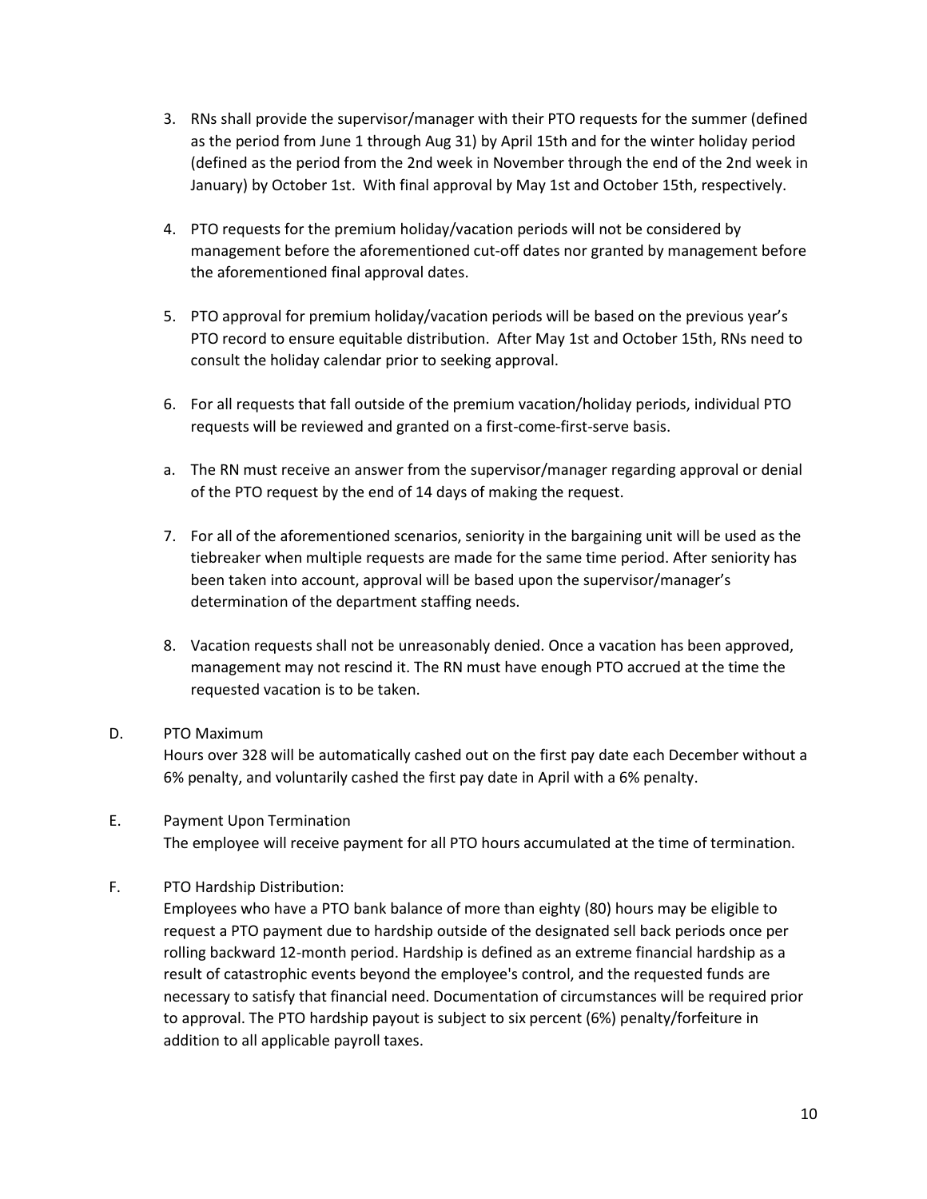3. RNs shall provide the supervisor/manager with their PTO requests for the summer (defined as the period from June 1 through Aug 31) by April 15th and for the winter holiday period (defined as the period from the 2nd week in November through the end of the 2nd week in January) by October 1st. With final approval by May 1st and October 15th, respectively.

4. PTO requests for the premium holiday/vacation periods will not be considered by management before the aforementioned cut-off dates nor granted by management before the aforementioned final approval dates.

5. PTO approval for premium holiday/vacation periods will be based on the previous year's PTO record to ensure equitable distribution. After May 1st and October 15th, RNs need to consult the holiday calendar prior to seeking approval.

6. For all requests that fall outside of the premium vacation/holiday periods, individual PTO requests will be reviewed and granted on a first-come-first-serve basis.

a. The RN must receive an answer from the supervisor/manager regarding approval or denial of the PTO request by the end of 14 days of making the request.

7. For all of the aforementioned scenarios, seniority in the bargaining unit will be used as the tiebreaker when multiple requests are made for the same time period. After seniority has been taken into account, approval will be based upon the supervisor/manager's determination of the department staffing needs.

8. Vacation requests shall not be unreasonably denied. Once a vacation has been approved, management may not rescind it. The RN must have enough PTO accrued at the time the requested vacation is to be taken.

D. PTO Maximum

Hours over 328 will be automatically cashed out on the first pay date each December without a 6% penalty, and voluntarily cashed the first pay date in April with a 6% penalty.

E. Payment Upon Termination

The employee will receive payment for all PTO hours accumulated at the time of termination.

F. PTO Hardship Distribution:

Employees who have a PTO bank balance of more than eighty (80) hours may be eligible to request a PTO payment due to hardship outside of the designated sell back periods once per rolling backward 12-month period. Hardship is defined as an extreme financial hardship as a result of catastrophic events beyond the employee's control, and the requested funds are necessary to satisfy that financial need. Documentation of circumstances will be required prior to approval. The PTO hardship payout is subject to six percent (6%) penalty/forfeiture in addition to all applicable payroll taxes.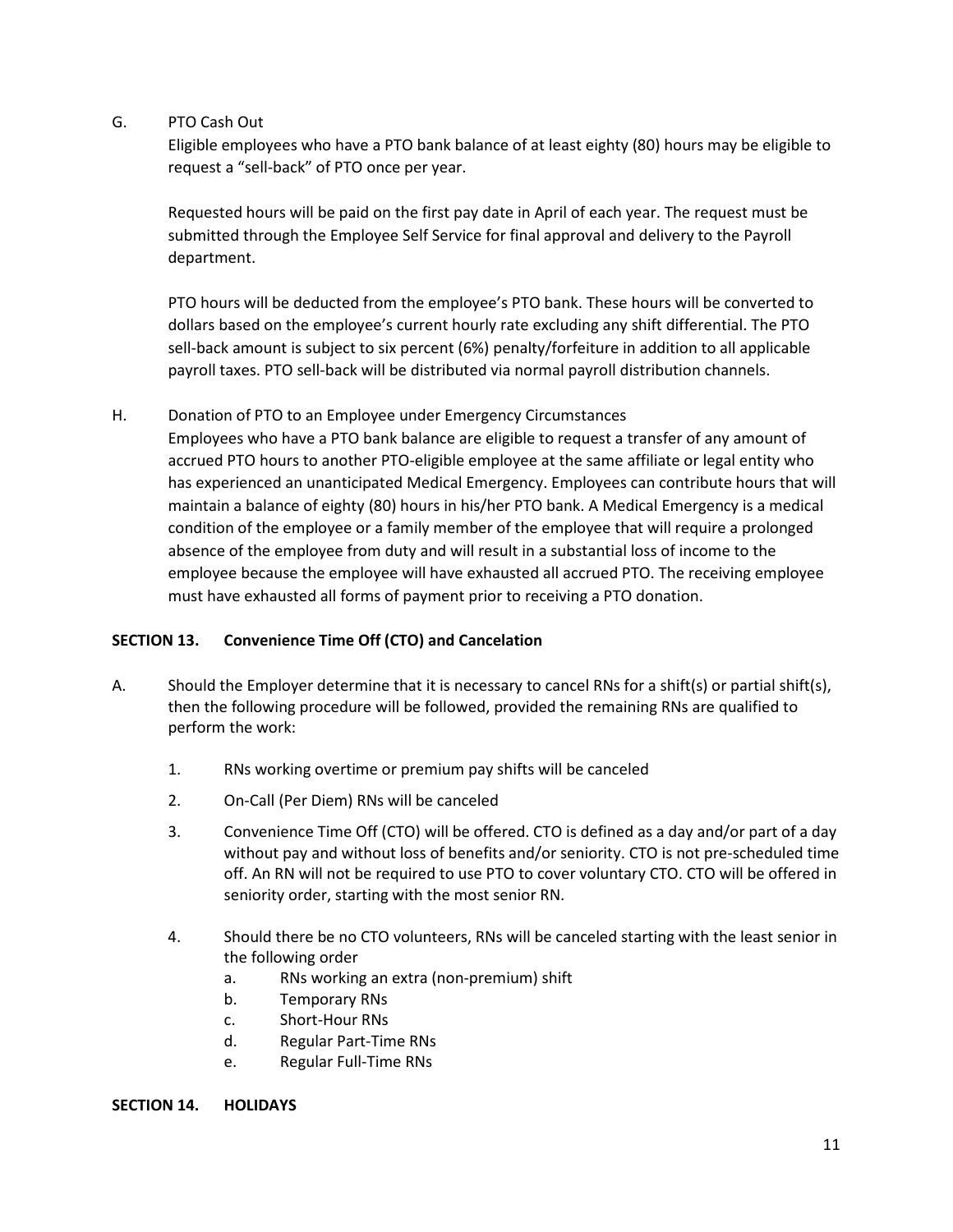G. PTO Cash Out

Eligible employees who have a PTO bank balance of at least eighty (80) hours may be eligible to request a "sell-back" of PTO once per year.

Requested hours will be paid on the first pay date in April of each year. The request must be submitted through the Employee Self Service for final approval and delivery to the Payroll department.

PTO hours will be deducted from the employee's PTO bank. These hours will be converted to dollars based on the employee's current hourly rate excluding any shift differential. The PTO sell-back amount is subject to six percent (6%) penalty/forfeiture in addition to all applicable payroll taxes. PTO sell-back will be distributed via normal payroll distribution channels.

H. Donation of PTO to an Employee under Emergency Circumstances

Employees who have a PTO bank balance are eligible to request a transfer of any amount of accrued PTO hours to another PTO-eligible employee at the same affiliate or legal entity who has experienced an unanticipated Medical Emergency. Employees can contribute hours that will maintain a balance of eighty (80) hours in his/her PTO bank. A Medical Emergency is a medical condition of the employee or a family member of the employee that will require a prolonged absence of the employee from duty and will result in a substantial loss of income to the employee because the employee will have exhausted all accrued PTO. The receiving employee must have exhausted all forms of payment prior to receiving a PTO donation.

## SECTION 13. Convenience Time Off (CTO) and Cancelation

A. Should the Employer determine that it is necessary to cancel RNs for a shift(s) or partial shift(s), then the following procedure will be followed, provided the remaining RNs are qualified to perform the work:

1. RNs working overtime or premium pay shifts will be canceled
2. On-Call (Per Diem) RNs will be canceled
3. Convenience Time Off (CTO) will be offered. CTO is defined as a day and/or part of a day without pay and without loss of benefits and/or seniority. CTO is not pre-scheduled time off. An RN will not be required to use PTO to cover voluntary CTO. CTO will be offered in seniority order, starting with the most senior RN.
4. Should there be no CTO volunteers, RNs will be canceled starting with the least senior in the following order
   a. RNs working an extra (non-premium) shift
   b. Temporary RNs
   c. Short-Hour RNs
   d. Regular Part-Time RNs
   e. Regular Full-Time RNs

## SECTION 14. HOLIDAYS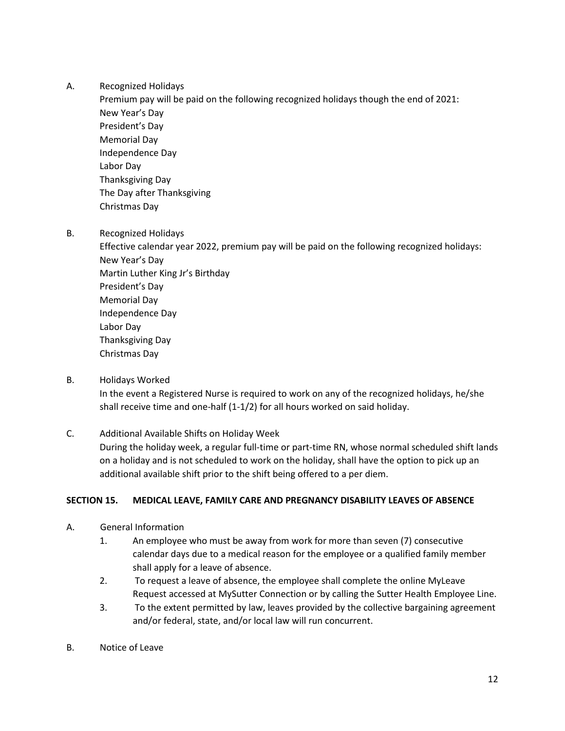A. Recognized Holidays

Premium pay will be paid on the following recognized holidays though the end of 2021:

New Year's Day
President's Day
Memorial Day
Independence Day
Labor Day
Thanksgiving Day
The Day after Thanksgiving
Christmas Day

B. Recognized Holidays

Effective calendar year 2022, premium pay will be paid on the following recognized holidays:

New Year's Day
Martin Luther King Jr's Birthday
President's Day
Memorial Day
Independence Day
Labor Day
Thanksgiving Day
Christmas Day

B. Holidays Worked

In the event a Registered Nurse is required to work on any of the recognized holidays, he/she shall receive time and one-half (1-1/2) for all hours worked on said holiday.

C. Additional Available Shifts on Holiday Week

During the holiday week, a regular full-time or part-time RN, whose normal scheduled shift lands on a holiday and is not scheduled to work on the holiday, shall have the option to pick up an additional available shift prior to the shift being offered to a per diem.

**SECTION 15. MEDICAL LEAVE, FAMILY CARE AND PREGNANCY DISABILITY LEAVES OF ABSENCE**

A. General Information

1. An employee who must be away from work for more than seven (7) consecutive calendar days due to a medical reason for the employee or a qualified family member shall apply for a leave of absence.
2. To request a leave of absence, the employee shall complete the online MyLeave Request accessed at MySutter Connection or by calling the Sutter Health Employee Line.
3. To the extent permitted by law, leaves provided by the collective bargaining agreement and/or federal, state, and/or local law will run concurrent.

B. Notice of Leave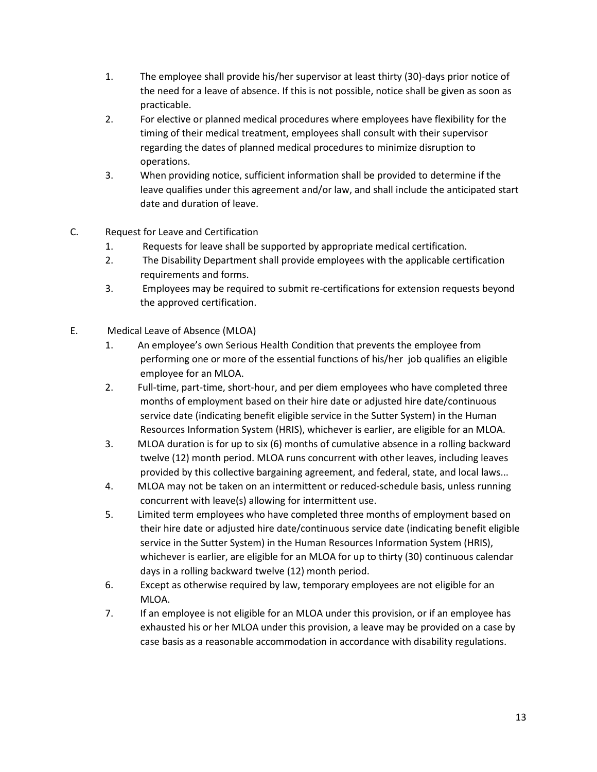1. The employee shall provide his/her supervisor at least thirty (30)-days prior notice of the need for a leave of absence. If this is not possible, notice shall be given as soon as practicable.
2. For elective or planned medical procedures where employees have flexibility for the timing of their medical treatment, employees shall consult with their supervisor regarding the dates of planned medical procedures to minimize disruption to operations.
3. When providing notice, sufficient information shall be provided to determine if the leave qualifies under this agreement and/or law, and shall include the anticipated start date and duration of leave.

C. Request for Leave and Certification

1. Requests for leave shall be supported by appropriate medical certification.
2. The Disability Department shall provide employees with the applicable certification requirements and forms.
3. Employees may be required to submit re-certifications for extension requests beyond the approved certification.

E. Medical Leave of Absence (MLOA)

1. An employee's own Serious Health Condition that prevents the employee from performing one or more of the essential functions of his/her job qualifies an eligible employee for an MLOA.
2. Full-time, part-time, short-hour, and per diem employees who have completed three months of employment based on their hire date or adjusted hire date/continuous service date (indicating benefit eligible service in the Sutter System) in the Human Resources Information System (HRIS), whichever is earlier, are eligible for an MLOA.
3. MLOA duration is for up to six (6) months of cumulative absence in a rolling backward twelve (12) month period. MLOA runs concurrent with other leaves, including leaves provided by this collective bargaining agreement, and federal, state, and local laws...
4. MLOA may not be taken on an intermittent or reduced-schedule basis, unless running concurrent with leave(s) allowing for intermittent use.
5. Limited term employees who have completed three months of employment based on their hire date or adjusted hire date/continuous service date (indicating benefit eligible service in the Sutter System) in the Human Resources Information System (HRIS), whichever is earlier, are eligible for an MLOA for up to thirty (30) continuous calendar days in a rolling backward twelve (12) month period.
6. Except as otherwise required by law, temporary employees are not eligible for an MLOA.
7. If an employee is not eligible for an MLOA under this provision, or if an employee has exhausted his or her MLOA under this provision, a leave may be provided on a case by case basis as a reasonable accommodation in accordance with disability regulations.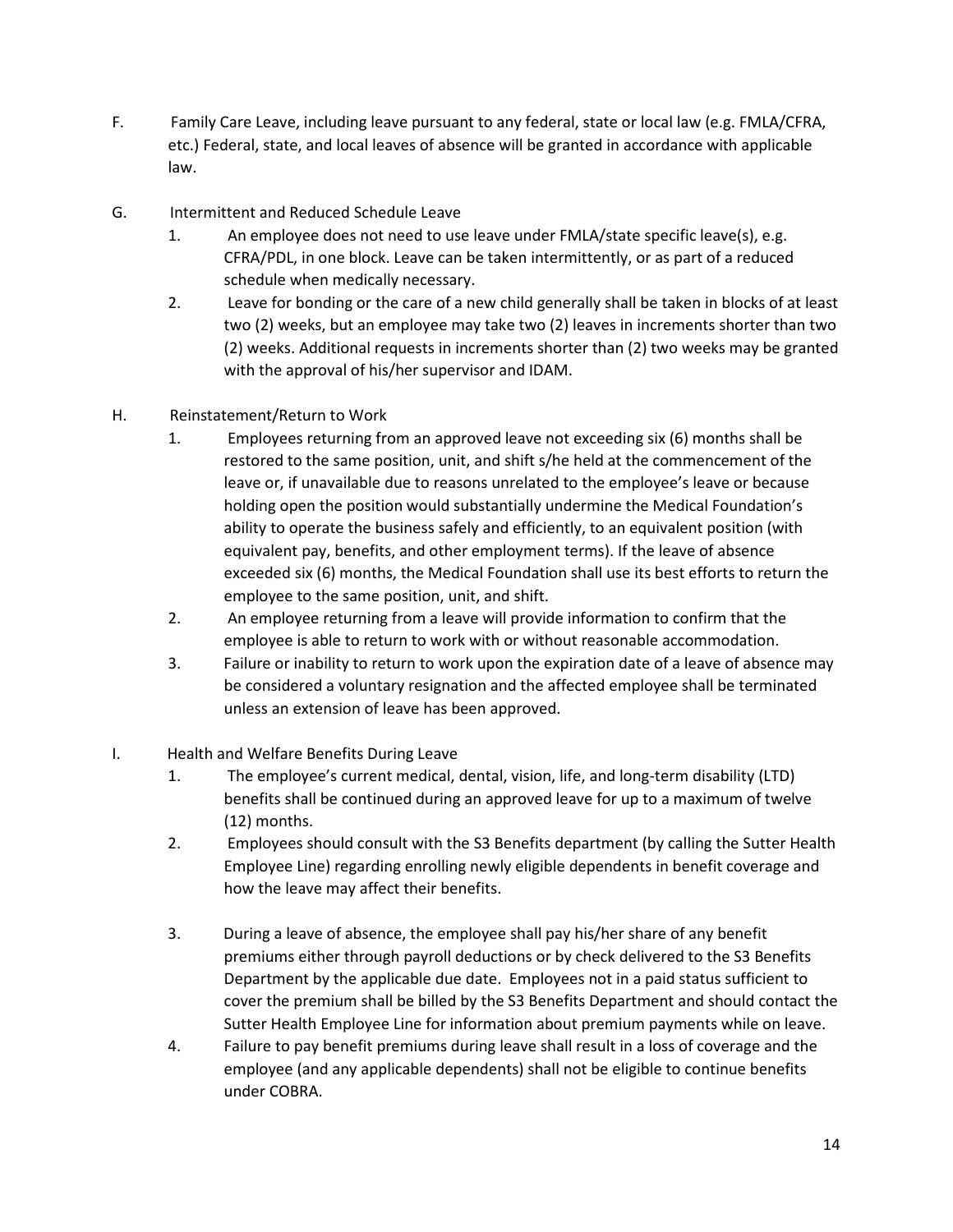F. Family Care Leave, including leave pursuant to any federal, state or local law (e.g. FMLA/CFRA, etc.) Federal, state, and local leaves of absence will be granted in accordance with applicable law.

G. Intermittent and Reduced Schedule Leave

1. An employee does not need to use leave under FMLA/state specific leave(s), e.g. CFRA/PDL, in one block. Leave can be taken intermittently, or as part of a reduced schedule when medically necessary.
2. Leave for bonding or the care of a new child generally shall be taken in blocks of at least two (2) weeks, but an employee may take two (2) leaves in increments shorter than two (2) weeks. Additional requests in increments shorter than (2) two weeks may be granted with the approval of his/her supervisor and IDAM.

H. Reinstatement/Return to Work

1. Employees returning from an approved leave not exceeding six (6) months shall be restored to the same position, unit, and shift s/he held at the commencement of the leave or, if unavailable due to reasons unrelated to the employee's leave or because holding open the position would substantially undermine the Medical Foundation's ability to operate the business safely and efficiently, to an equivalent position (with equivalent pay, benefits, and other employment terms). If the leave of absence exceeded six (6) months, the Medical Foundation shall use its best efforts to return the employee to the same position, unit, and shift.
2. An employee returning from a leave will provide information to confirm that the employee is able to return to work with or without reasonable accommodation.
3. Failure or inability to return to work upon the expiration date of a leave of absence may be considered a voluntary resignation and the affected employee shall be terminated unless an extension of leave has been approved.

I. Health and Welfare Benefits During Leave

1. The employee's current medical, dental, vision, life, and long-term disability (LTD) benefits shall be continued during an approved leave for up to a maximum of twelve (12) months.
2. Employees should consult with the S3 Benefits department (by calling the Sutter Health Employee Line) regarding enrolling newly eligible dependents in benefit coverage and how the leave may affect their benefits.
3. During a leave of absence, the employee shall pay his/her share of any benefit premiums either through payroll deductions or by check delivered to the S3 Benefits Department by the applicable due date. Employees not in a paid status sufficient to cover the premium shall be billed by the S3 Benefits Department and should contact the Sutter Health Employee Line for information about premium payments while on leave.
4. Failure to pay benefit premiums during leave shall result in a loss of coverage and the employee (and any applicable dependents) shall not be eligible to continue benefits under COBRA.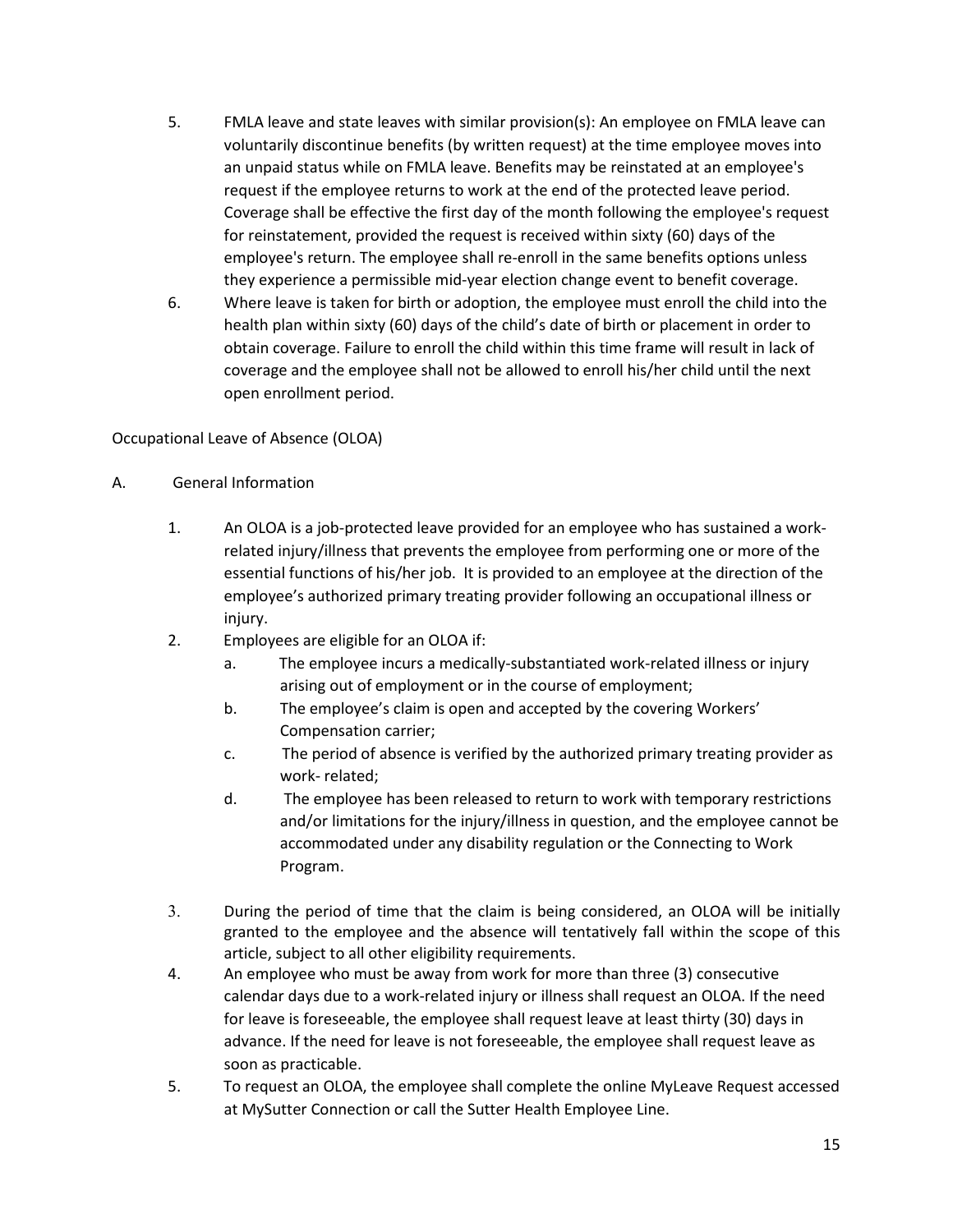5. FMLA leave and state leaves with similar provision(s): An employee on FMLA leave can voluntarily discontinue benefits (by written request) at the time employee moves into an unpaid status while on FMLA leave. Benefits may be reinstated at an employee's request if the employee returns to work at the end of the protected leave period. Coverage shall be effective the first day of the month following the employee's request for reinstatement, provided the request is received within sixty (60) days of the employee's return. The employee shall re-enroll in the same benefits options unless they experience a permissible mid-year election change event to benefit coverage.
6. Where leave is taken for birth or adoption, the employee must enroll the child into the health plan within sixty (60) days of the child's date of birth or placement in order to obtain coverage. Failure to enroll the child within this time frame will result in lack of coverage and the employee shall not be allowed to enroll his/her child until the next open enrollment period.

Occupational Leave of Absence (OLOA)

A. General Information

1. An OLOA is a job-protected leave provided for an employee who has sustained a work-related injury/illness that prevents the employee from performing one or more of the essential functions of his/her job. It is provided to an employee at the direction of the employee's authorized primary treating provider following an occupational illness or injury.
2. Employees are eligible for an OLOA if:
   a. The employee incurs a medically-substantiated work-related illness or injury arising out of employment or in the course of employment;
   b. The employee's claim is open and accepted by the covering Workers' Compensation carrier;
   c. The period of absence is verified by the authorized primary treating provider as work- related;
   d. The employee has been released to return to work with temporary restrictions and/or limitations for the injury/illness in question, and the employee cannot be accommodated under any disability regulation or the Connecting to Work Program.
3. During the period of time that the claim is being considered, an OLOA will be initially granted to the employee and the absence will tentatively fall within the scope of this article, subject to all other eligibility requirements.
4. An employee who must be away from work for more than three (3) consecutive calendar days due to a work-related injury or illness shall request an OLOA. If the need for leave is foreseeable, the employee shall request leave at least thirty (30) days in advance. If the need for leave is not foreseeable, the employee shall request leave as soon as practicable.
5. To request an OLOA, the employee shall complete the online MyLeave Request accessed at MySutter Connection or call the Sutter Health Employee Line.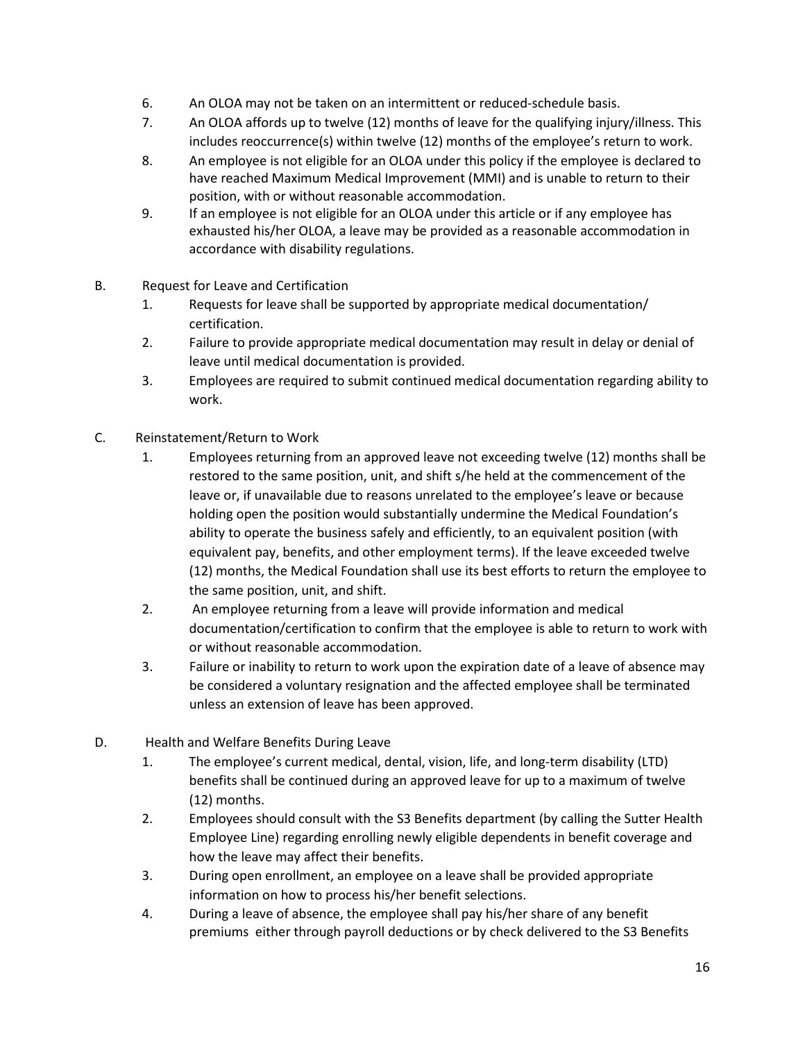6. An OLOA may not be taken on an intermittent or reduced-schedule basis.
7. An OLOA affords up to twelve (12) months of leave for the qualifying injury/illness. This includes reoccurrence(s) within twelve (12) months of the employee's return to work.
8. An employee is not eligible for an OLOA under this policy if the employee is declared to have reached Maximum Medical Improvement (MMI) and is unable to return to their position, with or without reasonable accommodation.
9. If an employee is not eligible for an OLOA under this article or if any employee has exhausted his/her OLOA, a leave may be provided as a reasonable accommodation in accordance with disability regulations.

B. Request for Leave and Certification

1. Requests for leave shall be supported by appropriate medical documentation/ certification.
2. Failure to provide appropriate medical documentation may result in delay or denial of leave until medical documentation is provided.
3. Employees are required to submit continued medical documentation regarding ability to work.

C. Reinstatement/Return to Work

1. Employees returning from an approved leave not exceeding twelve (12) months shall be restored to the same position, unit, and shift s/he held at the commencement of the leave or, if unavailable due to reasons unrelated to the employee's leave or because holding open the position would substantially undermine the Medical Foundation's ability to operate the business safely and efficiently, to an equivalent position (with equivalent pay, benefits, and other employment terms). If the leave exceeded twelve (12) months, the Medical Foundation shall use its best efforts to return the employee to the same position, unit, and shift.
2. An employee returning from a leave will provide information and medical documentation/certification to confirm that the employee is able to return to work with or without reasonable accommodation.
3. Failure or inability to return to work upon the expiration date of a leave of absence may be considered a voluntary resignation and the affected employee shall be terminated unless an extension of leave has been approved.

D. Health and Welfare Benefits During Leave

1. The employee's current medical, dental, vision, life, and long-term disability (LTD) benefits shall be continued during an approved leave for up to a maximum of twelve (12) months.
2. Employees should consult with the S3 Benefits department (by calling the Sutter Health Employee Line) regarding enrolling newly eligible dependents in benefit coverage and how the leave may affect their benefits.
3. During open enrollment, an employee on a leave shall be provided appropriate information on how to process his/her benefit selections.
4. During a leave of absence, the employee shall pay his/her share of any benefit premiums either through payroll deductions or by check delivered to the S3 Benefits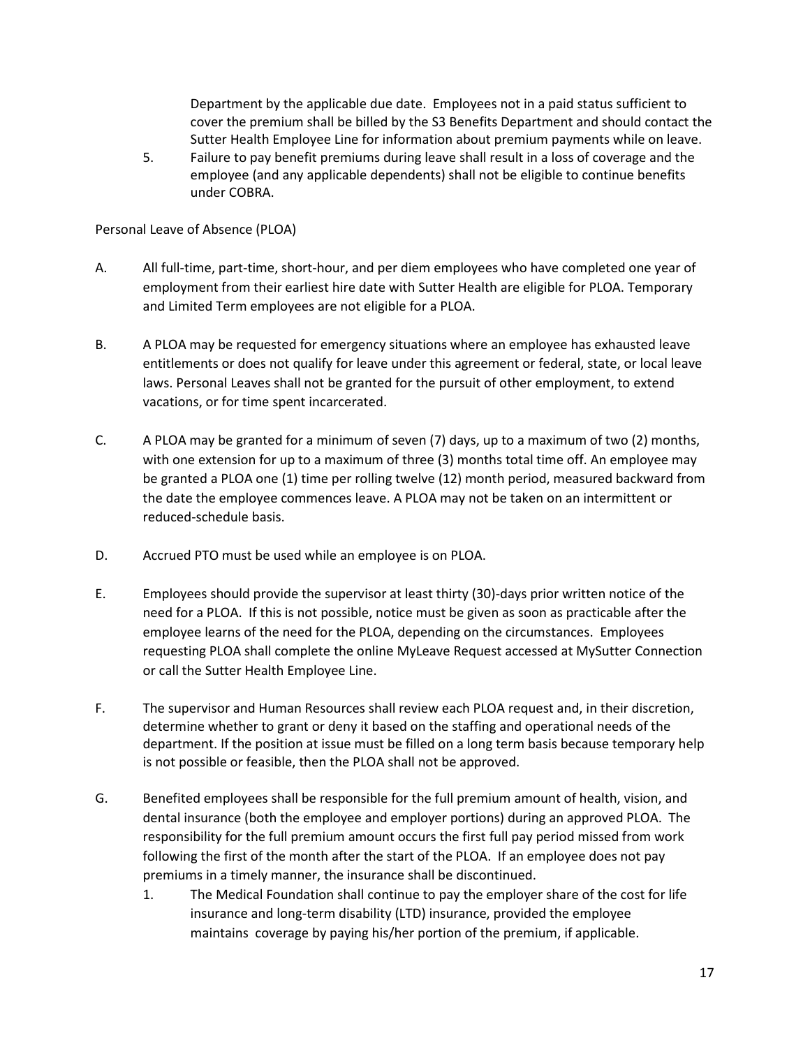Department by the applicable due date. Employees not in a paid status sufficient to cover the premium shall be billed by the S3 Benefits Department and should contact the Sutter Health Employee Line for information about premium payments while on leave.

5. Failure to pay benefit premiums during leave shall result in a loss of coverage and the employee (and any applicable dependents) shall not be eligible to continue benefits under COBRA.

Personal Leave of Absence (PLOA)

A. All full-time, part-time, short-hour, and per diem employees who have completed one year of employment from their earliest hire date with Sutter Health are eligible for PLOA. Temporary and Limited Term employees are not eligible for a PLOA.

B. A PLOA may be requested for emergency situations where an employee has exhausted leave entitlements or does not qualify for leave under this agreement or federal, state, or local leave laws. Personal Leaves shall not be granted for the pursuit of other employment, to extend vacations, or for time spent incarcerated.

C. A PLOA may be granted for a minimum of seven (7) days, up to a maximum of two (2) months, with one extension for up to a maximum of three (3) months total time off. An employee may be granted a PLOA one (1) time per rolling twelve (12) month period, measured backward from the date the employee commences leave. A PLOA may not be taken on an intermittent or reduced-schedule basis.

D. Accrued PTO must be used while an employee is on PLOA.

E. Employees should provide the supervisor at least thirty (30)-days prior written notice of the need for a PLOA. If this is not possible, notice must be given as soon as practicable after the employee learns of the need for the PLOA, depending on the circumstances. Employees requesting PLOA shall complete the online MyLeave Request accessed at MySutter Connection or call the Sutter Health Employee Line.

F. The supervisor and Human Resources shall review each PLOA request and, in their discretion, determine whether to grant or deny it based on the staffing and operational needs of the department. If the position at issue must be filled on a long term basis because temporary help is not possible or feasible, then the PLOA shall not be approved.

G. Benefited employees shall be responsible for the full premium amount of health, vision, and dental insurance (both the employee and employer portions) during an approved PLOA. The responsibility for the full premium amount occurs the first full pay period missed from work following the first of the month after the start of the PLOA. If an employee does not pay premiums in a timely manner, the insurance shall be discontinued.

   1. The Medical Foundation shall continue to pay the employer share of the cost for life insurance and long-term disability (LTD) insurance, provided the employee maintains coverage by paying his/her portion of the premium, if applicable.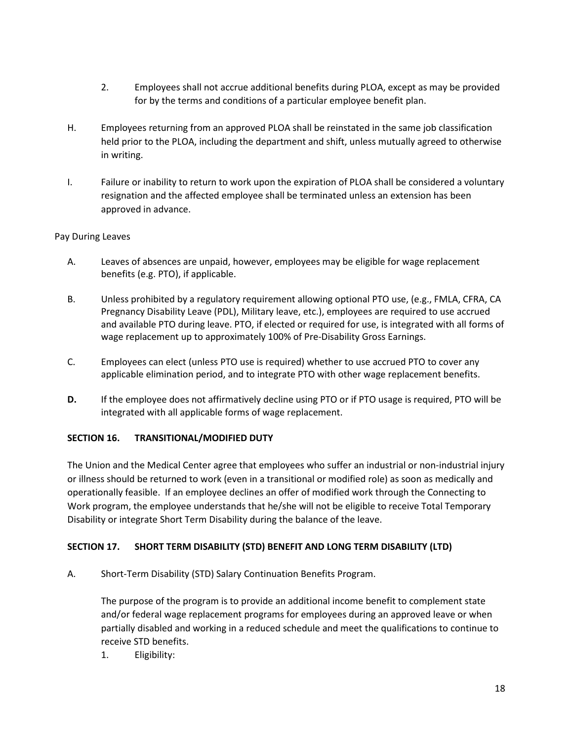2. Employees shall not accrue additional benefits during PLOA, except as may be provided for by the terms and conditions of a particular employee benefit plan.

H. Employees returning from an approved PLOA shall be reinstated in the same job classification held prior to the PLOA, including the department and shift, unless mutually agreed to otherwise in writing.

I. Failure or inability to return to work upon the expiration of PLOA shall be considered a voluntary resignation and the affected employee shall be terminated unless an extension has been approved in advance.

Pay During Leaves

A. Leaves of absences are unpaid, however, employees may be eligible for wage replacement benefits (e.g. PTO), if applicable.

B. Unless prohibited by a regulatory requirement allowing optional PTO use, (e.g., FMLA, CFRA, CA Pregnancy Disability Leave (PDL), Military leave, etc.), employees are required to use accrued and available PTO during leave. PTO, if elected or required for use, is integrated with all forms of wage replacement up to approximately 100% of Pre-Disability Gross Earnings.

C. Employees can elect (unless PTO use is required) whether to use accrued PTO to cover any applicable elimination period, and to integrate PTO with other wage replacement benefits.

**D.** If the employee does not affirmatively decline using PTO or if PTO usage is required, PTO will be integrated with all applicable forms of wage replacement.

## SECTION 16. TRANSITIONAL/MODIFIED DUTY

The Union and the Medical Center agree that employees who suffer an industrial or non-industrial injury or illness should be returned to work (even in a transitional or modified role) as soon as medically and operationally feasible. If an employee declines an offer of modified work through the Connecting to Work program, the employee understands that he/she will not be eligible to receive Total Temporary Disability or integrate Short Term Disability during the balance of the leave.

## SECTION 17. SHORT TERM DISABILITY (STD) BENEFIT AND LONG TERM DISABILITY (LTD)

A. Short-Term Disability (STD) Salary Continuation Benefits Program.

The purpose of the program is to provide an additional income benefit to complement state and/or federal wage replacement programs for employees during an approved leave or when partially disabled and working in a reduced schedule and meet the qualifications to continue to receive STD benefits.

1. Eligibility: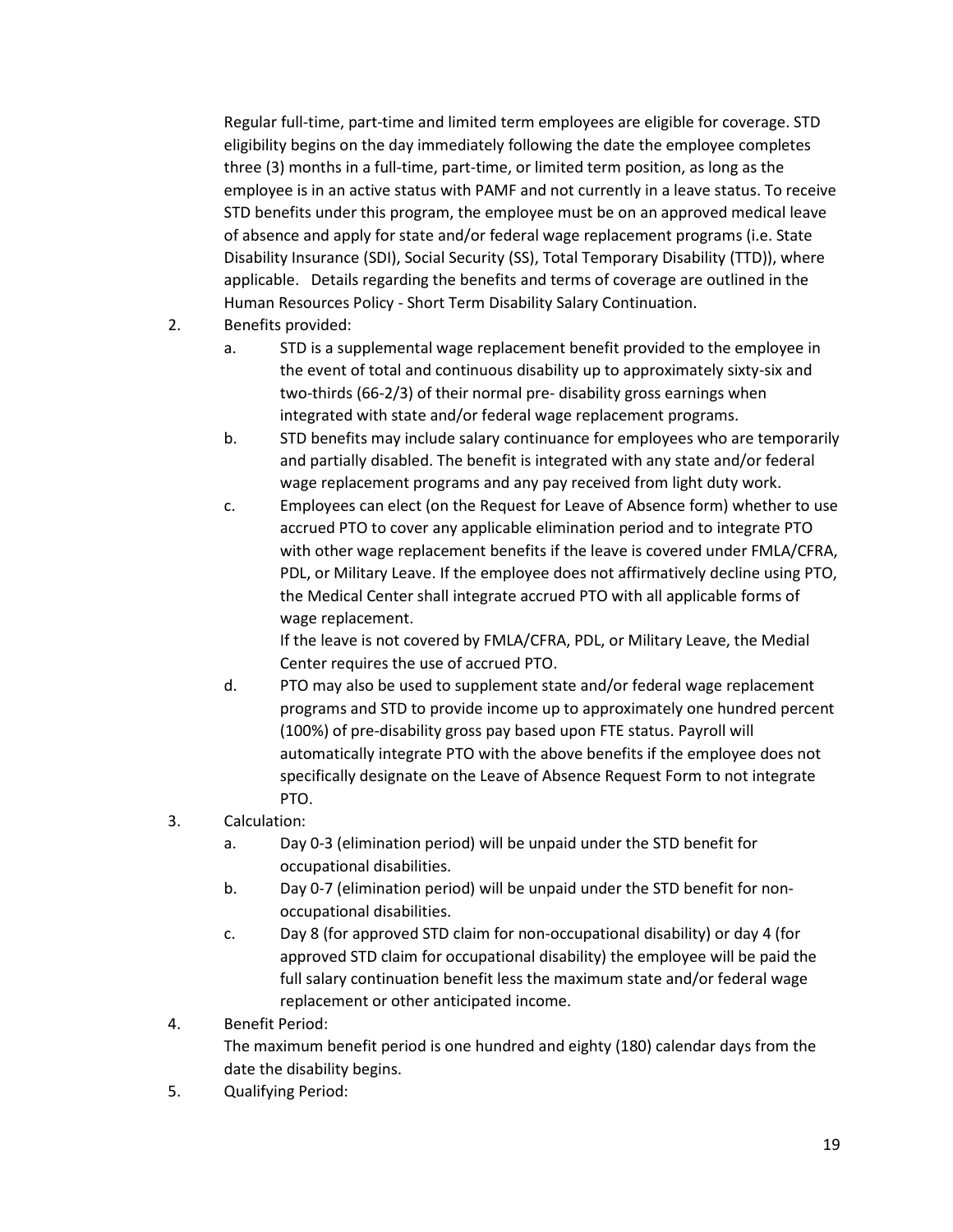Regular full-time, part-time and limited term employees are eligible for coverage. STD eligibility begins on the day immediately following the date the employee completes three (3) months in a full-time, part-time, or limited term position, as long as the employee is in an active status with PAMF and not currently in a leave status. To receive STD benefits under this program, the employee must be on an approved medical leave of absence and apply for state and/or federal wage replacement programs (i.e. State Disability Insurance (SDI), Social Security (SS), Total Temporary Disability (TTD)), where applicable. Details regarding the benefits and terms of coverage are outlined in the Human Resources Policy - Short Term Disability Salary Continuation.

2. Benefits provided:
   a. STD is a supplemental wage replacement benefit provided to the employee in the event of total and continuous disability up to approximately sixty-six and two-thirds (66-2/3) of their normal pre- disability gross earnings when integrated with state and/or federal wage replacement programs.
   b. STD benefits may include salary continuance for employees who are temporarily and partially disabled. The benefit is integrated with any state and/or federal wage replacement programs and any pay received from light duty work.
   c. Employees can elect (on the Request for Leave of Absence form) whether to use accrued PTO to cover any applicable elimination period and to integrate PTO with other wage replacement benefits if the leave is covered under FMLA/CFRA, PDL, or Military Leave. If the employee does not affirmatively decline using PTO, the Medical Center shall integrate accrued PTO with all applicable forms of wage replacement.

      If the leave is not covered by FMLA/CFRA, PDL, or Military Leave, the Medial Center requires the use of accrued PTO.
   d. PTO may also be used to supplement state and/or federal wage replacement programs and STD to provide income up to approximately one hundred percent (100%) of pre-disability gross pay based upon FTE status. Payroll will automatically integrate PTO with the above benefits if the employee does not specifically designate on the Leave of Absence Request Form to not integrate PTO.
3. Calculation:
   a. Day 0-3 (elimination period) will be unpaid under the STD benefit for occupational disabilities.
   b. Day 0-7 (elimination period) will be unpaid under the STD benefit for non-occupational disabilities.
   c. Day 8 (for approved STD claim for non-occupational disability) or day 4 (for approved STD claim for occupational disability) the employee will be paid the full salary continuation benefit less the maximum state and/or federal wage replacement or other anticipated income.
4. Benefit Period:

   The maximum benefit period is one hundred and eighty (180) calendar days from the date the disability begins.
5. Qualifying Period: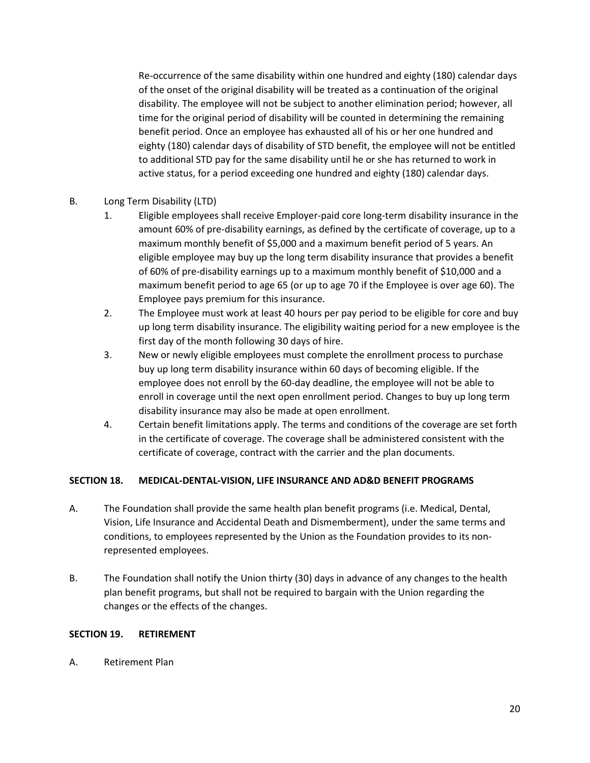Re-occurrence of the same disability within one hundred and eighty (180) calendar days of the onset of the original disability will be treated as a continuation of the original disability. The employee will not be subject to another elimination period; however, all time for the original period of disability will be counted in determining the remaining benefit period. Once an employee has exhausted all of his or her one hundred and eighty (180) calendar days of disability of STD benefit, the employee will not be entitled to additional STD pay for the same disability until he or she has returned to work in active status, for a period exceeding one hundred and eighty (180) calendar days.

B. Long Term Disability (LTD)

1. Eligible employees shall receive Employer-paid core long-term disability insurance in the amount 60% of pre-disability earnings, as defined by the certificate of coverage, up to a maximum monthly benefit of $5,000 and a maximum benefit period of 5 years. An eligible employee may buy up the long term disability insurance that provides a benefit of 60% of pre-disability earnings up to a maximum monthly benefit of $10,000 and a maximum benefit period to age 65 (or up to age 70 if the Employee is over age 60). The Employee pays premium for this insurance.
2. The Employee must work at least 40 hours per pay period to be eligible for core and buy up long term disability insurance. The eligibility waiting period for a new employee is the first day of the month following 30 days of hire.
3. New or newly eligible employees must complete the enrollment process to purchase buy up long term disability insurance within 60 days of becoming eligible. If the employee does not enroll by the 60-day deadline, the employee will not be able to enroll in coverage until the next open enrollment period. Changes to buy up long term disability insurance may also be made at open enrollment.
4. Certain benefit limitations apply. The terms and conditions of the coverage are set forth in the certificate of coverage. The coverage shall be administered consistent with the certificate of coverage, contract with the carrier and the plan documents.

## SECTION 18. MEDICAL-DENTAL-VISION, LIFE INSURANCE AND AD&D BENEFIT PROGRAMS

A. The Foundation shall provide the same health plan benefit programs (i.e. Medical, Dental, Vision, Life Insurance and Accidental Death and Dismemberment), under the same terms and conditions, to employees represented by the Union as the Foundation provides to its non-represented employees.

B. The Foundation shall notify the Union thirty (30) days in advance of any changes to the health plan benefit programs, but shall not be required to bargain with the Union regarding the changes or the effects of the changes.

## SECTION 19. RETIREMENT

A. Retirement Plan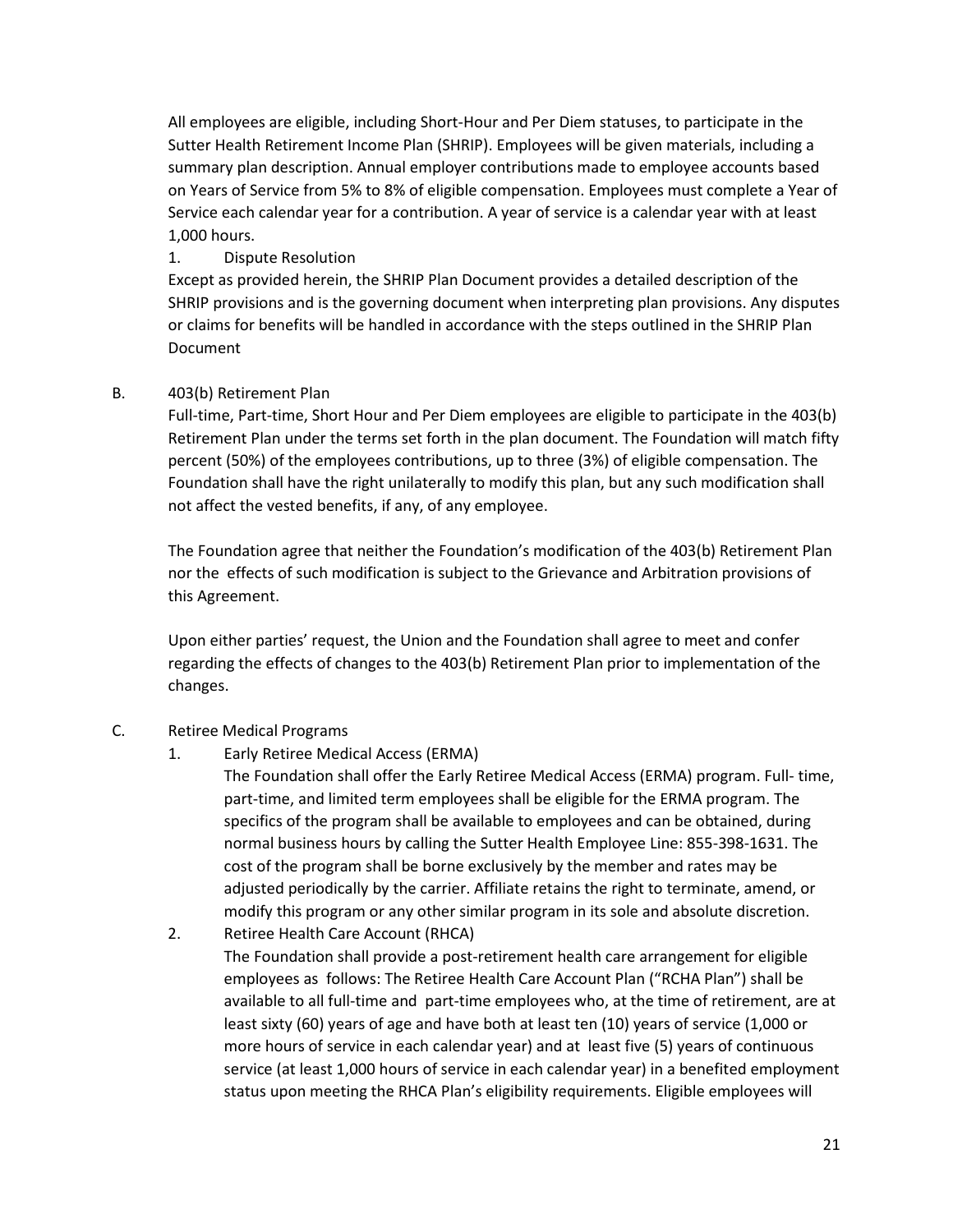All employees are eligible, including Short-Hour and Per Diem statuses, to participate in the Sutter Health Retirement Income Plan (SHRIP). Employees will be given materials, including a summary plan description. Annual employer contributions made to employee accounts based on Years of Service from 5% to 8% of eligible compensation. Employees must complete a Year of Service each calendar year for a contribution. A year of service is a calendar year with at least 1,000 hours.

1. Dispute Resolution

Except as provided herein, the SHRIP Plan Document provides a detailed description of the SHRIP provisions and is the governing document when interpreting plan provisions. Any disputes or claims for benefits will be handled in accordance with the steps outlined in the SHRIP Plan Document

B. 403(b) Retirement Plan

Full-time, Part-time, Short Hour and Per Diem employees are eligible to participate in the 403(b) Retirement Plan under the terms set forth in the plan document. The Foundation will match fifty percent (50%) of the employees contributions, up to three (3%) of eligible compensation. The Foundation shall have the right unilaterally to modify this plan, but any such modification shall not affect the vested benefits, if any, of any employee.

The Foundation agree that neither the Foundation's modification of the 403(b) Retirement Plan nor the effects of such modification is subject to the Grievance and Arbitration provisions of this Agreement.

Upon either parties' request, the Union and the Foundation shall agree to meet and confer regarding the effects of changes to the 403(b) Retirement Plan prior to implementation of the changes.

C. Retiree Medical Programs

1. Early Retiree Medical Access (ERMA)

   The Foundation shall offer the Early Retiree Medical Access (ERMA) program. Full- time, part-time, and limited term employees shall be eligible for the ERMA program. The specifics of the program shall be available to employees and can be obtained, during normal business hours by calling the Sutter Health Employee Line: 855-398-1631. The cost of the program shall be borne exclusively by the member and rates may be adjusted periodically by the carrier. Affiliate retains the right to terminate, amend, or modify this program or any other similar program in its sole and absolute discretion.

2. Retiree Health Care Account (RHCA)

   The Foundation shall provide a post-retirement health care arrangement for eligible employees as follows: The Retiree Health Care Account Plan ("RCHA Plan") shall be available to all full-time and part-time employees who, at the time of retirement, are at least sixty (60) years of age and have both at least ten (10) years of service (1,000 or more hours of service in each calendar year) and at least five (5) years of continuous service (at least 1,000 hours of service in each calendar year) in a benefited employment status upon meeting the RHCA Plan's eligibility requirements. Eligible employees will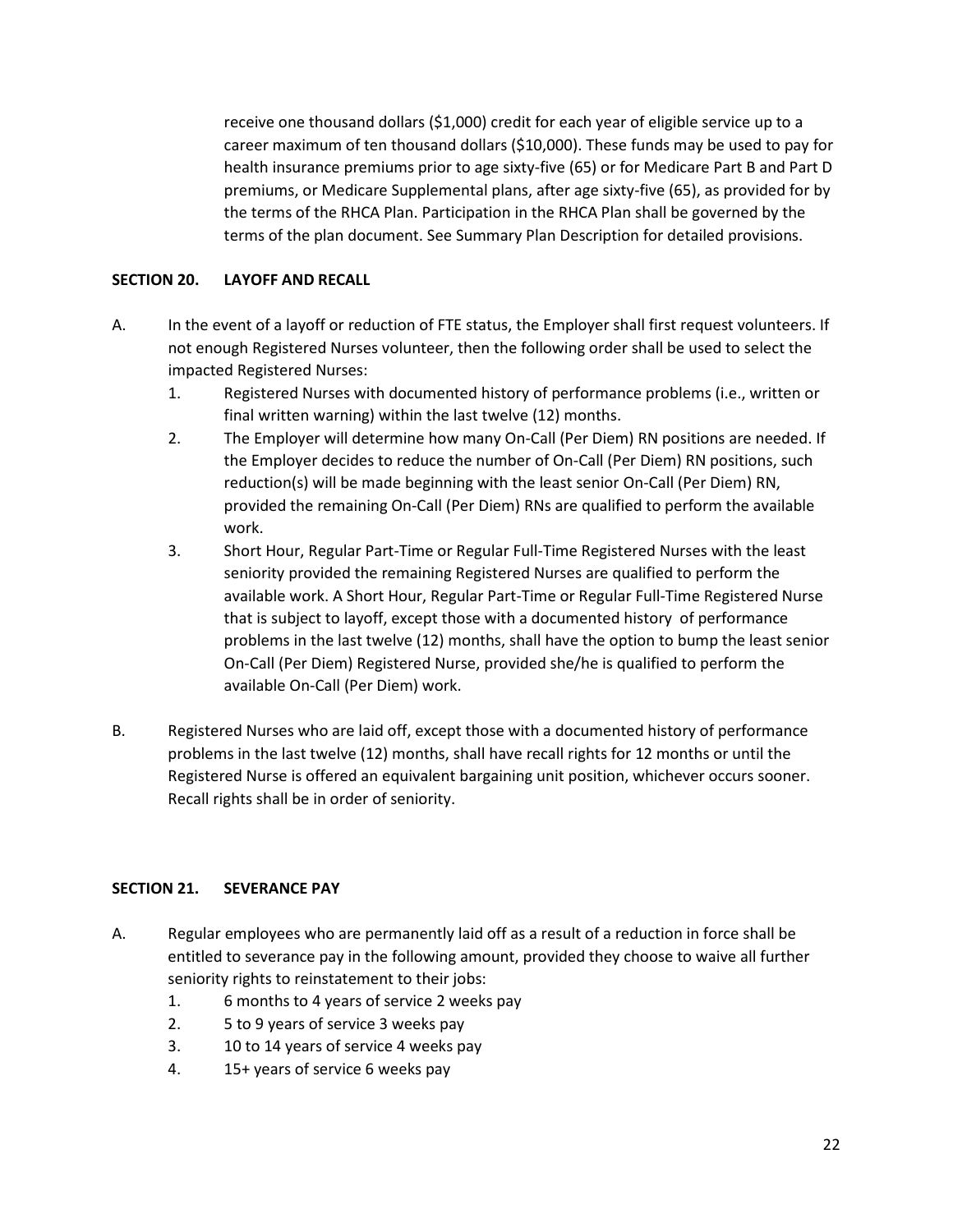receive one thousand dollars ($1,000) credit for each year of eligible service up to a career maximum of ten thousand dollars ($10,000). These funds may be used to pay for health insurance premiums prior to age sixty-five (65) or for Medicare Part B and Part D premiums, or Medicare Supplemental plans, after age sixty-five (65), as provided for by the terms of the RHCA Plan. Participation in the RHCA Plan shall be governed by the terms of the plan document. See Summary Plan Description for detailed provisions.

## SECTION 20. LAYOFF AND RECALL

A. In the event of a layoff or reduction of FTE status, the Employer shall first request volunteers. If not enough Registered Nurses volunteer, then the following order shall be used to select the impacted Registered Nurses:

1. Registered Nurses with documented history of performance problems (i.e., written or final written warning) within the last twelve (12) months.
2. The Employer will determine how many On-Call (Per Diem) RN positions are needed. If the Employer decides to reduce the number of On-Call (Per Diem) RN positions, such reduction(s) will be made beginning with the least senior On-Call (Per Diem) RN, provided the remaining On-Call (Per Diem) RNs are qualified to perform the available work.
3. Short Hour, Regular Part-Time or Regular Full-Time Registered Nurses with the least seniority provided the remaining Registered Nurses are qualified to perform the available work. A Short Hour, Regular Part-Time or Regular Full-Time Registered Nurse that is subject to layoff, except those with a documented history of performance problems in the last twelve (12) months, shall have the option to bump the least senior On-Call (Per Diem) Registered Nurse, provided she/he is qualified to perform the available On-Call (Per Diem) work.

B. Registered Nurses who are laid off, except those with a documented history of performance problems in the last twelve (12) months, shall have recall rights for 12 months or until the Registered Nurse is offered an equivalent bargaining unit position, whichever occurs sooner. Recall rights shall be in order of seniority.

## SECTION 21. SEVERANCE PAY

A. Regular employees who are permanently laid off as a result of a reduction in force shall be entitled to severance pay in the following amount, provided they choose to waive all further seniority rights to reinstatement to their jobs:

1. 6 months to 4 years of service 2 weeks pay
2. 5 to 9 years of service 3 weeks pay
3. 10 to 14 years of service 4 weeks pay
4. 15+ years of service 6 weeks pay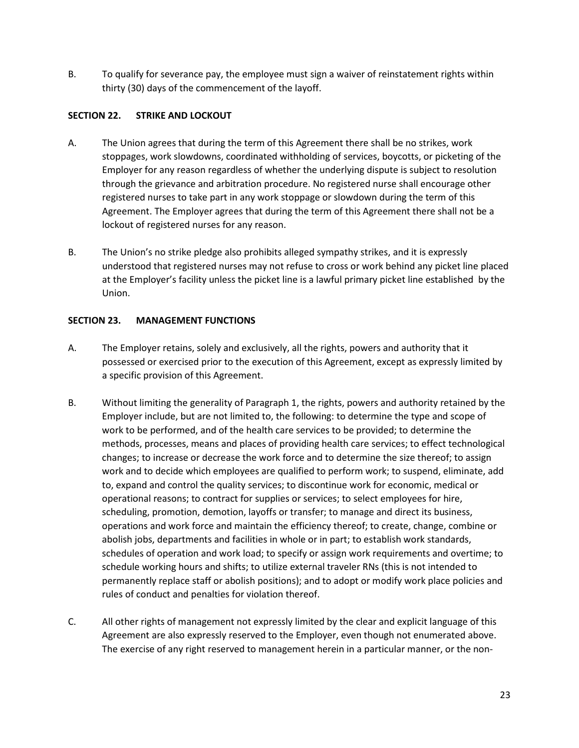B. To qualify for severance pay, the employee must sign a waiver of reinstatement rights within thirty (30) days of the commencement of the layoff.

## SECTION 22. STRIKE AND LOCKOUT

A. The Union agrees that during the term of this Agreement there shall be no strikes, work stoppages, work slowdowns, coordinated withholding of services, boycotts, or picketing of the Employer for any reason regardless of whether the underlying dispute is subject to resolution through the grievance and arbitration procedure. No registered nurse shall encourage other registered nurses to take part in any work stoppage or slowdown during the term of this Agreement. The Employer agrees that during the term of this Agreement there shall not be a lockout of registered nurses for any reason.

B. The Union's no strike pledge also prohibits alleged sympathy strikes, and it is expressly understood that registered nurses may not refuse to cross or work behind any picket line placed at the Employer's facility unless the picket line is a lawful primary picket line established by the Union.

## SECTION 23. MANAGEMENT FUNCTIONS

A. The Employer retains, solely and exclusively, all the rights, powers and authority that it possessed or exercised prior to the execution of this Agreement, except as expressly limited by a specific provision of this Agreement.

B. Without limiting the generality of Paragraph 1, the rights, powers and authority retained by the Employer include, but are not limited to, the following: to determine the type and scope of work to be performed, and of the health care services to be provided; to determine the methods, processes, means and places of providing health care services; to effect technological changes; to increase or decrease the work force and to determine the size thereof; to assign work and to decide which employees are qualified to perform work; to suspend, eliminate, add to, expand and control the quality services; to discontinue work for economic, medical or operational reasons; to contract for supplies or services; to select employees for hire, scheduling, promotion, demotion, layoffs or transfer; to manage and direct its business, operations and work force and maintain the efficiency thereof; to create, change, combine or abolish jobs, departments and facilities in whole or in part; to establish work standards, schedules of operation and work load; to specify or assign work requirements and overtime; to schedule working hours and shifts; to utilize external traveler RNs (this is not intended to permanently replace staff or abolish positions); and to adopt or modify work place policies and rules of conduct and penalties for violation thereof.

C. All other rights of management not expressly limited by the clear and explicit language of this Agreement are also expressly reserved to the Employer, even though not enumerated above. The exercise of any right reserved to management herein in a particular manner, or the non-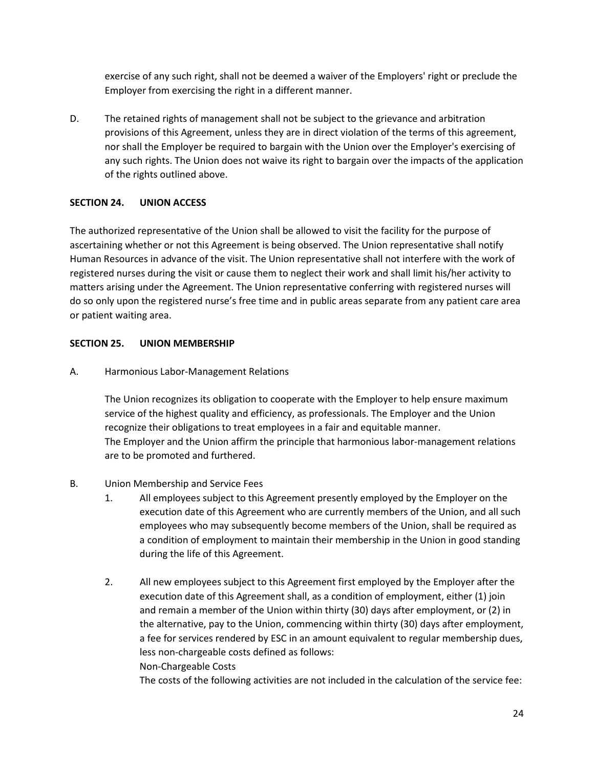exercise of any such right, shall not be deemed a waiver of the Employers' right or preclude the Employer from exercising the right in a different manner.

D. The retained rights of management shall not be subject to the grievance and arbitration provisions of this Agreement, unless they are in direct violation of the terms of this agreement, nor shall the Employer be required to bargain with the Union over the Employer's exercising of any such rights. The Union does not waive its right to bargain over the impacts of the application of the rights outlined above.

## SECTION 24. UNION ACCESS

The authorized representative of the Union shall be allowed to visit the facility for the purpose of ascertaining whether or not this Agreement is being observed. The Union representative shall notify Human Resources in advance of the visit. The Union representative shall not interfere with the work of registered nurses during the visit or cause them to neglect their work and shall limit his/her activity to matters arising under the Agreement. The Union representative conferring with registered nurses will do so only upon the registered nurse's free time and in public areas separate from any patient care area or patient waiting area.

## SECTION 25. UNION MEMBERSHIP

A. Harmonious Labor-Management Relations

The Union recognizes its obligation to cooperate with the Employer to help ensure maximum service of the highest quality and efficiency, as professionals. The Employer and the Union recognize their obligations to treat employees in a fair and equitable manner.
The Employer and the Union affirm the principle that harmonious labor-management relations are to be promoted and furthered.

B. Union Membership and Service Fees

1. All employees subject to this Agreement presently employed by the Employer on the execution date of this Agreement who are currently members of the Union, and all such employees who may subsequently become members of the Union, shall be required as a condition of employment to maintain their membership in the Union in good standing during the life of this Agreement.

2. All new employees subject to this Agreement first employed by the Employer after the execution date of this Agreement shall, as a condition of employment, either (1) join and remain a member of the Union within thirty (30) days after employment, or (2) in the alternative, pay to the Union, commencing within thirty (30) days after employment, a fee for services rendered by ESC in an amount equivalent to regular membership dues, less non-chargeable costs defined as follows:
   Non-Chargeable Costs
   The costs of the following activities are not included in the calculation of the service fee: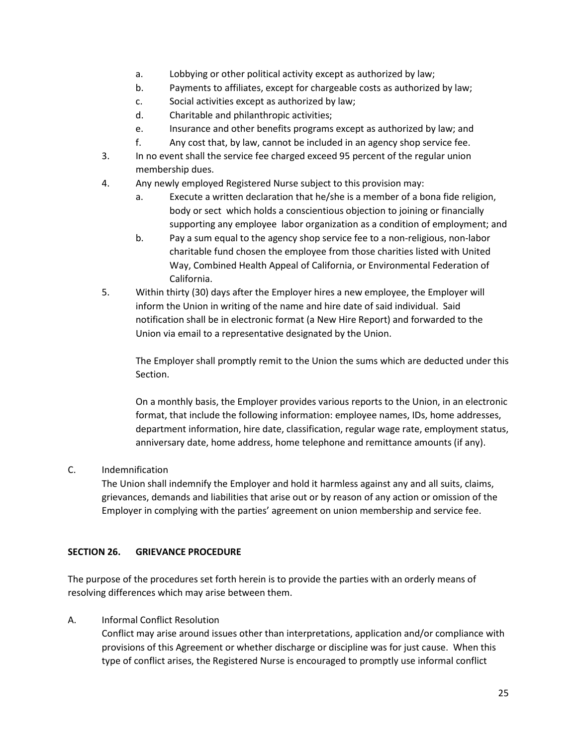a. Lobbying or other political activity except as authorized by law;
b. Payments to affiliates, except for chargeable costs as authorized by law;
c. Social activities except as authorized by law;
d. Charitable and philanthropic activities;
e. Insurance and other benefits programs except as authorized by law; and
f. Any cost that, by law, cannot be included in an agency shop service fee.

3. In no event shall the service fee charged exceed 95 percent of the regular union membership dues.

4. Any newly employed Registered Nurse subject to this provision may:
   a. Execute a written declaration that he/she is a member of a bona fide religion, body or sect which holds a conscientious objection to joining or financially supporting any employee labor organization as a condition of employment; and
   b. Pay a sum equal to the agency shop service fee to a non-religious, non-labor charitable fund chosen the employee from those charities listed with United Way, Combined Health Appeal of California, or Environmental Federation of California.

5. Within thirty (30) days after the Employer hires a new employee, the Employer will inform the Union in writing of the name and hire date of said individual. Said notification shall be in electronic format (a New Hire Report) and forwarded to the Union via email to a representative designated by the Union.

   The Employer shall promptly remit to the Union the sums which are deducted under this Section.

   On a monthly basis, the Employer provides various reports to the Union, in an electronic format, that include the following information: employee names, IDs, home addresses, department information, hire date, classification, regular wage rate, employment status, anniversary date, home address, home telephone and remittance amounts (if any).

C. Indemnification

The Union shall indemnify the Employer and hold it harmless against any and all suits, claims, grievances, demands and liabilities that arise out or by reason of any action or omission of the Employer in complying with the parties' agreement on union membership and service fee.

## SECTION 26. GRIEVANCE PROCEDURE

The purpose of the procedures set forth herein is to provide the parties with an orderly means of resolving differences which may arise between them.

A. Informal Conflict Resolution

Conflict may arise around issues other than interpretations, application and/or compliance with provisions of this Agreement or whether discharge or discipline was for just cause. When this type of conflict arises, the Registered Nurse is encouraged to promptly use informal conflict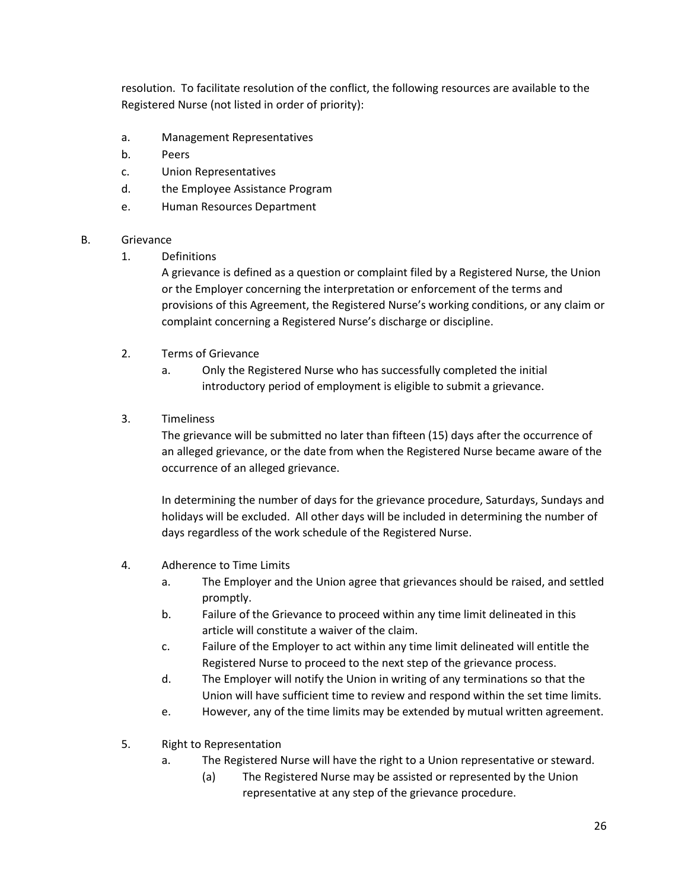resolution. To facilitate resolution of the conflict, the following resources are available to the Registered Nurse (not listed in order of priority):

a. Management Representatives
b. Peers
c. Union Representatives
d. the Employee Assistance Program
e. Human Resources Department

B. Grievance

1. Definitions

   A grievance is defined as a question or complaint filed by a Registered Nurse, the Union or the Employer concerning the interpretation or enforcement of the terms and provisions of this Agreement, the Registered Nurse's working conditions, or any claim or complaint concerning a Registered Nurse's discharge or discipline.

2. Terms of Grievance

   a. Only the Registered Nurse who has successfully completed the initial introductory period of employment is eligible to submit a grievance.

3. Timeliness

   The grievance will be submitted no later than fifteen (15) days after the occurrence of an alleged grievance, or the date from when the Registered Nurse became aware of the occurrence of an alleged grievance.

   In determining the number of days for the grievance procedure, Saturdays, Sundays and holidays will be excluded. All other days will be included in determining the number of days regardless of the work schedule of the Registered Nurse.

4. Adherence to Time Limits

   a. The Employer and the Union agree that grievances should be raised, and settled promptly.
   b. Failure of the Grievance to proceed within any time limit delineated in this article will constitute a waiver of the claim.
   c. Failure of the Employer to act within any time limit delineated will entitle the Registered Nurse to proceed to the next step of the grievance process.
   d. The Employer will notify the Union in writing of any terminations so that the Union will have sufficient time to review and respond within the set time limits.
   e. However, any of the time limits may be extended by mutual written agreement.

5. Right to Representation

   a. The Registered Nurse will have the right to a Union representative or steward.
      (a) The Registered Nurse may be assisted or represented by the Union representative at any step of the grievance procedure.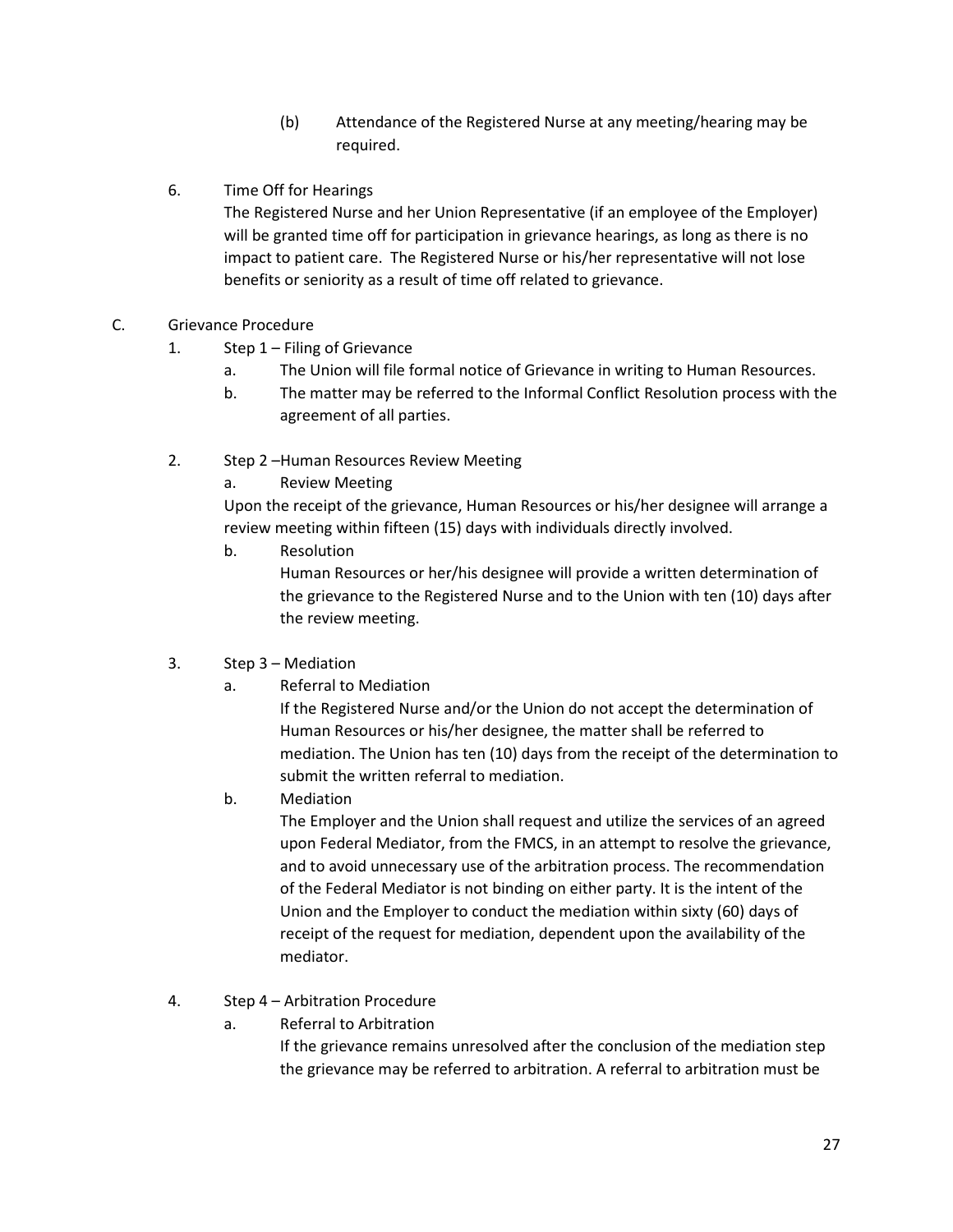(b) Attendance of the Registered Nurse at any meeting/hearing may be required.

6. Time Off for Hearings

   The Registered Nurse and her Union Representative (if an employee of the Employer) will be granted time off for participation in grievance hearings, as long as there is no impact to patient care. The Registered Nurse or his/her representative will not lose benefits or seniority as a result of time off related to grievance.

C. Grievance Procedure

1. Step 1 – Filing of Grievance
   a. The Union will file formal notice of Grievance in writing to Human Resources.
   b. The matter may be referred to the Informal Conflict Resolution process with the agreement of all parties.

2. Step 2 –Human Resources Review Meeting
   a. Review Meeting

   Upon the receipt of the grievance, Human Resources or his/her designee will arrange a review meeting within fifteen (15) days with individuals directly involved.

   b. Resolution

      Human Resources or her/his designee will provide a written determination of the grievance to the Registered Nurse and to the Union with ten (10) days after the review meeting.

3. Step 3 – Mediation
   a. Referral to Mediation

      If the Registered Nurse and/or the Union do not accept the determination of Human Resources or his/her designee, the matter shall be referred to mediation. The Union has ten (10) days from the receipt of the determination to submit the written referral to mediation.

   b. Mediation

      The Employer and the Union shall request and utilize the services of an agreed upon Federal Mediator, from the FMCS, in an attempt to resolve the grievance, and to avoid unnecessary use of the arbitration process. The recommendation of the Federal Mediator is not binding on either party. It is the intent of the Union and the Employer to conduct the mediation within sixty (60) days of receipt of the request for mediation, dependent upon the availability of the mediator.

4. Step 4 – Arbitration Procedure
   a. Referral to Arbitration

      If the grievance remains unresolved after the conclusion of the mediation step the grievance may be referred to arbitration. A referral to arbitration must be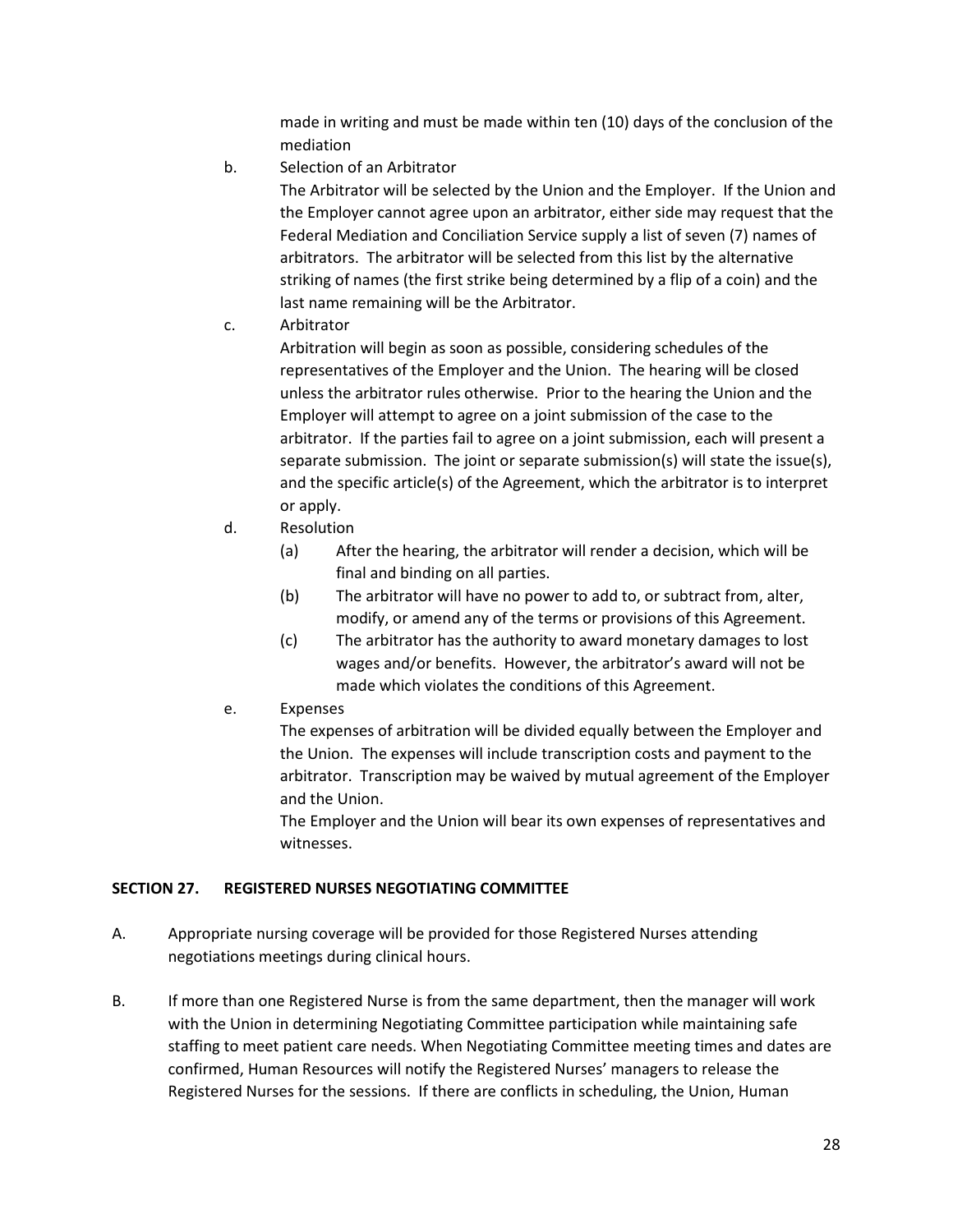made in writing and must be made within ten (10) days of the conclusion of the mediation

b. Selection of an Arbitrator

The Arbitrator will be selected by the Union and the Employer. If the Union and the Employer cannot agree upon an arbitrator, either side may request that the Federal Mediation and Conciliation Service supply a list of seven (7) names of arbitrators. The arbitrator will be selected from this list by the alternative striking of names (the first strike being determined by a flip of a coin) and the last name remaining will be the Arbitrator.

c. Arbitrator

Arbitration will begin as soon as possible, considering schedules of the representatives of the Employer and the Union. The hearing will be closed unless the arbitrator rules otherwise. Prior to the hearing the Union and the Employer will attempt to agree on a joint submission of the case to the arbitrator. If the parties fail to agree on a joint submission, each will present a separate submission. The joint or separate submission(s) will state the issue(s), and the specific article(s) of the Agreement, which the arbitrator is to interpret or apply.

d. Resolution

(a) After the hearing, the arbitrator will render a decision, which will be final and binding on all parties.

(b) The arbitrator will have no power to add to, or subtract from, alter, modify, or amend any of the terms or provisions of this Agreement.

(c) The arbitrator has the authority to award monetary damages to lost wages and/or benefits. However, the arbitrator's award will not be made which violates the conditions of this Agreement.

e. Expenses

The expenses of arbitration will be divided equally between the Employer and the Union. The expenses will include transcription costs and payment to the arbitrator. Transcription may be waived by mutual agreement of the Employer and the Union.

The Employer and the Union will bear its own expenses of representatives and witnesses.

## SECTION 27. REGISTERED NURSES NEGOTIATING COMMITTEE

A. Appropriate nursing coverage will be provided for those Registered Nurses attending negotiations meetings during clinical hours.

B. If more than one Registered Nurse is from the same department, then the manager will work with the Union in determining Negotiating Committee participation while maintaining safe staffing to meet patient care needs. When Negotiating Committee meeting times and dates are confirmed, Human Resources will notify the Registered Nurses' managers to release the Registered Nurses for the sessions. If there are conflicts in scheduling, the Union, Human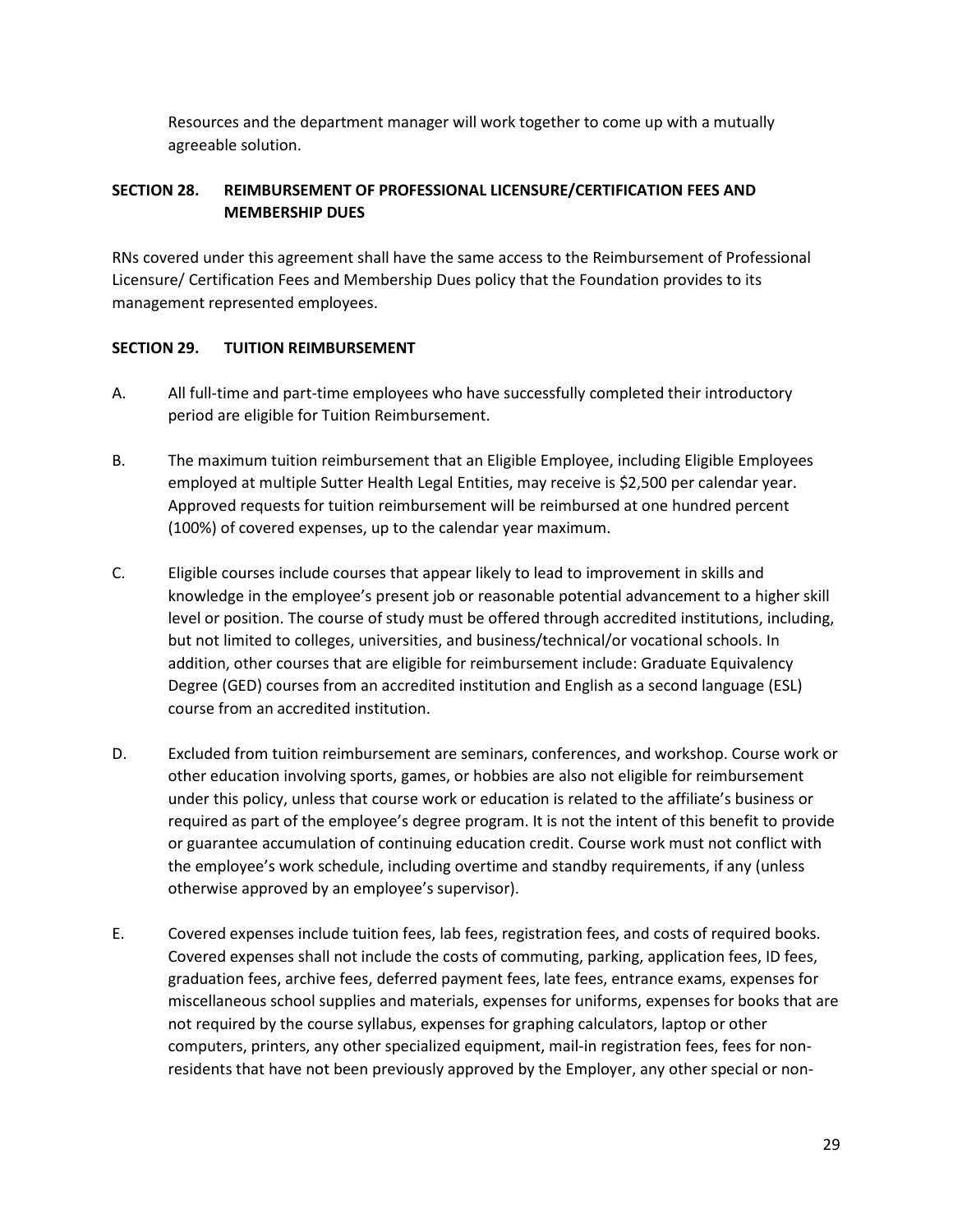Resources and the department manager will work together to come up with a mutually agreeable solution.

### SECTION 28. REIMBURSEMENT OF PROFESSIONAL LICENSURE/CERTIFICATION FEES AND MEMBERSHIP DUES

RNs covered under this agreement shall have the same access to the Reimbursement of Professional Licensure/ Certification Fees and Membership Dues policy that the Foundation provides to its management represented employees.

### SECTION 29. TUITION REIMBURSEMENT

A. All full-time and part-time employees who have successfully completed their introductory period are eligible for Tuition Reimbursement.

B. The maximum tuition reimbursement that an Eligible Employee, including Eligible Employees employed at multiple Sutter Health Legal Entities, may receive is $2,500 per calendar year. Approved requests for tuition reimbursement will be reimbursed at one hundred percent (100%) of covered expenses, up to the calendar year maximum.

C. Eligible courses include courses that appear likely to lead to improvement in skills and knowledge in the employee's present job or reasonable potential advancement to a higher skill level or position. The course of study must be offered through accredited institutions, including, but not limited to colleges, universities, and business/technical/or vocational schools. In addition, other courses that are eligible for reimbursement include: Graduate Equivalency Degree (GED) courses from an accredited institution and English as a second language (ESL) course from an accredited institution.

D. Excluded from tuition reimbursement are seminars, conferences, and workshop. Course work or other education involving sports, games, or hobbies are also not eligible for reimbursement under this policy, unless that course work or education is related to the affiliate's business or required as part of the employee's degree program. It is not the intent of this benefit to provide or guarantee accumulation of continuing education credit. Course work must not conflict with the employee's work schedule, including overtime and standby requirements, if any (unless otherwise approved by an employee's supervisor).

E. Covered expenses include tuition fees, lab fees, registration fees, and costs of required books. Covered expenses shall not include the costs of commuting, parking, application fees, ID fees, graduation fees, archive fees, deferred payment fees, late fees, entrance exams, expenses for miscellaneous school supplies and materials, expenses for uniforms, expenses for books that are not required by the course syllabus, expenses for graphing calculators, laptop or other computers, printers, any other specialized equipment, mail-in registration fees, fees for non-residents that have not been previously approved by the Employer, any other special or non-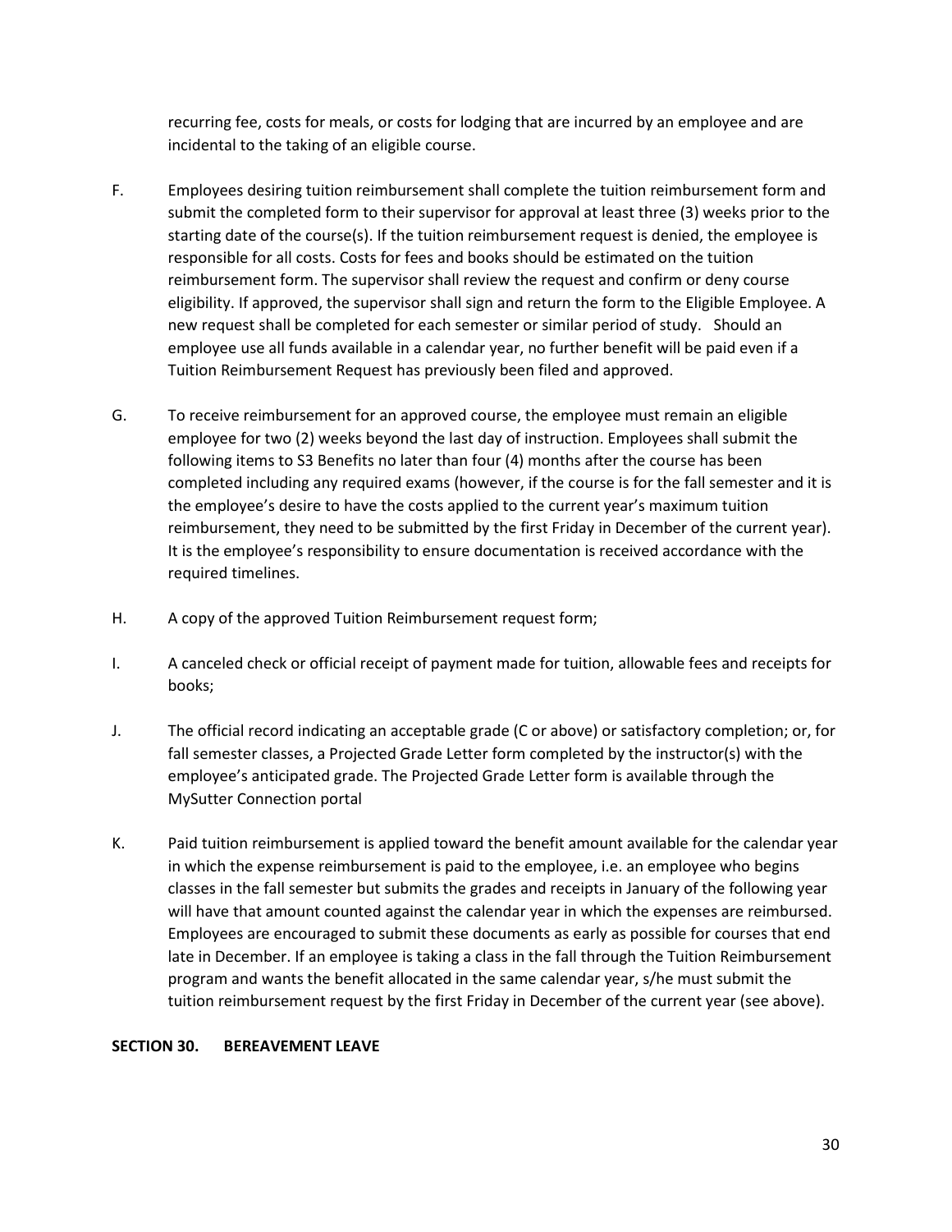recurring fee, costs for meals, or costs for lodging that are incurred by an employee and are incidental to the taking of an eligible course.

F. Employees desiring tuition reimbursement shall complete the tuition reimbursement form and submit the completed form to their supervisor for approval at least three (3) weeks prior to the starting date of the course(s). If the tuition reimbursement request is denied, the employee is responsible for all costs. Costs for fees and books should be estimated on the tuition reimbursement form. The supervisor shall review the request and confirm or deny course eligibility. If approved, the supervisor shall sign and return the form to the Eligible Employee. A new request shall be completed for each semester or similar period of study. Should an employee use all funds available in a calendar year, no further benefit will be paid even if a Tuition Reimbursement Request has previously been filed and approved.

G. To receive reimbursement for an approved course, the employee must remain an eligible employee for two (2) weeks beyond the last day of instruction. Employees shall submit the following items to S3 Benefits no later than four (4) months after the course has been completed including any required exams (however, if the course is for the fall semester and it is the employee's desire to have the costs applied to the current year's maximum tuition reimbursement, they need to be submitted by the first Friday in December of the current year). It is the employee's responsibility to ensure documentation is received accordance with the required timelines.

H. A copy of the approved Tuition Reimbursement request form;

I. A canceled check or official receipt of payment made for tuition, allowable fees and receipts for books;

J. The official record indicating an acceptable grade (C or above) or satisfactory completion; or, for fall semester classes, a Projected Grade Letter form completed by the instructor(s) with the employee's anticipated grade. The Projected Grade Letter form is available through the MySutter Connection portal

K. Paid tuition reimbursement is applied toward the benefit amount available for the calendar year in which the expense reimbursement is paid to the employee, i.e. an employee who begins classes in the fall semester but submits the grades and receipts in January of the following year will have that amount counted against the calendar year in which the expenses are reimbursed. Employees are encouraged to submit these documents as early as possible for courses that end late in December. If an employee is taking a class in the fall through the Tuition Reimbursement program and wants the benefit allocated in the same calendar year, s/he must submit the tuition reimbursement request by the first Friday in December of the current year (see above).

**SECTION 30. BEREAVEMENT LEAVE**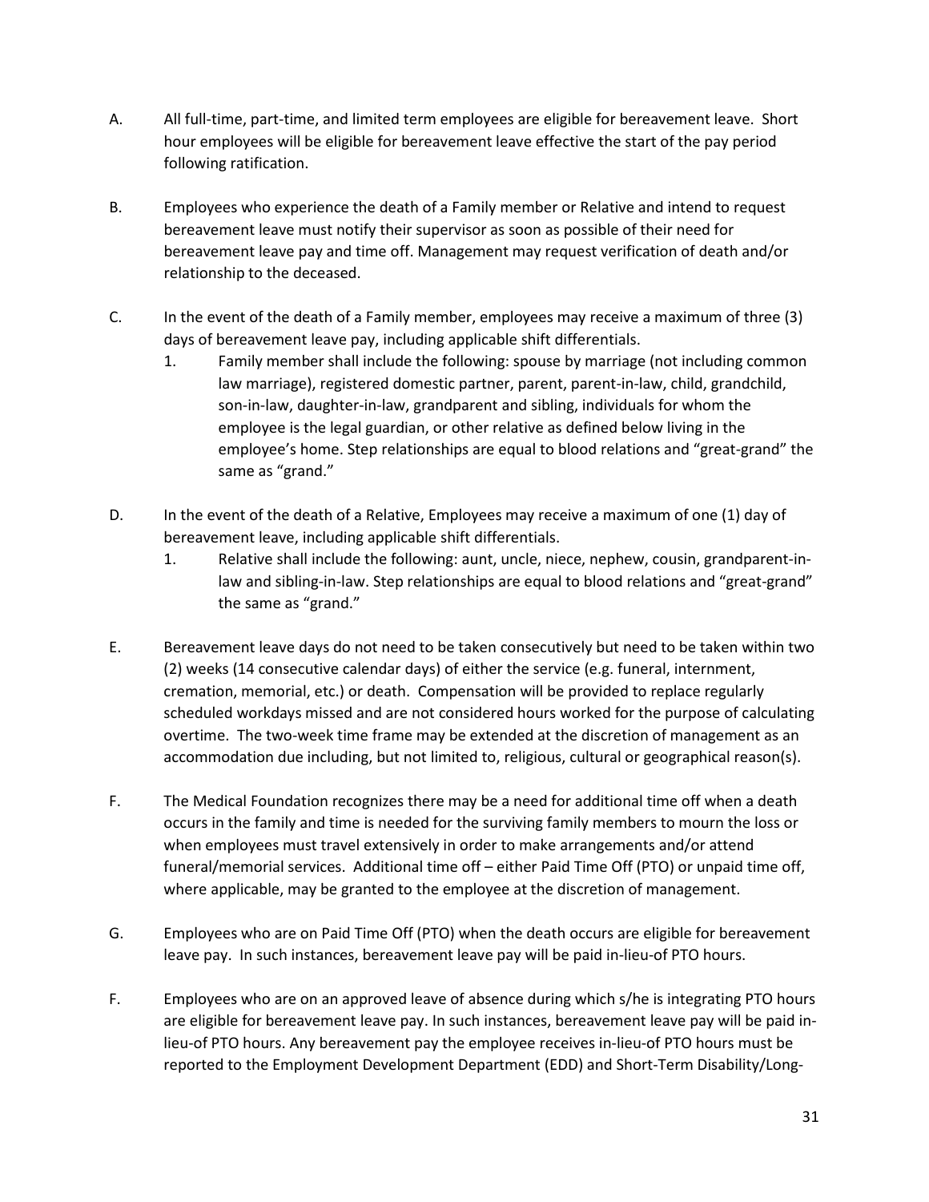A. All full-time, part-time, and limited term employees are eligible for bereavement leave. Short hour employees will be eligible for bereavement leave effective the start of the pay period following ratification.

B. Employees who experience the death of a Family member or Relative and intend to request bereavement leave must notify their supervisor as soon as possible of their need for bereavement leave pay and time off. Management may request verification of death and/or relationship to the deceased.

C. In the event of the death of a Family member, employees may receive a maximum of three (3) days of bereavement leave pay, including applicable shift differentials.

   1. Family member shall include the following: spouse by marriage (not including common law marriage), registered domestic partner, parent, parent-in-law, child, grandchild, son-in-law, daughter-in-law, grandparent and sibling, individuals for whom the employee is the legal guardian, or other relative as defined below living in the employee's home. Step relationships are equal to blood relations and "great-grand" the same as "grand."

D. In the event of the death of a Relative, Employees may receive a maximum of one (1) day of bereavement leave, including applicable shift differentials.

   1. Relative shall include the following: aunt, uncle, niece, nephew, cousin, grandparent-in-law and sibling-in-law. Step relationships are equal to blood relations and "great-grand" the same as "grand."

E. Bereavement leave days do not need to be taken consecutively but need to be taken within two (2) weeks (14 consecutive calendar days) of either the service (e.g. funeral, internment, cremation, memorial, etc.) or death. Compensation will be provided to replace regularly scheduled workdays missed and are not considered hours worked for the purpose of calculating overtime. The two-week time frame may be extended at the discretion of management as an accommodation due including, but not limited to, religious, cultural or geographical reason(s).

F. The Medical Foundation recognizes there may be a need for additional time off when a death occurs in the family and time is needed for the surviving family members to mourn the loss or when employees must travel extensively in order to make arrangements and/or attend funeral/memorial services. Additional time off – either Paid Time Off (PTO) or unpaid time off, where applicable, may be granted to the employee at the discretion of management.

G. Employees who are on Paid Time Off (PTO) when the death occurs are eligible for bereavement leave pay. In such instances, bereavement leave pay will be paid in-lieu-of PTO hours.

F. Employees who are on an approved leave of absence during which s/he is integrating PTO hours are eligible for bereavement leave pay. In such instances, bereavement leave pay will be paid in-lieu-of PTO hours. Any bereavement pay the employee receives in-lieu-of PTO hours must be reported to the Employment Development Department (EDD) and Short-Term Disability/Long-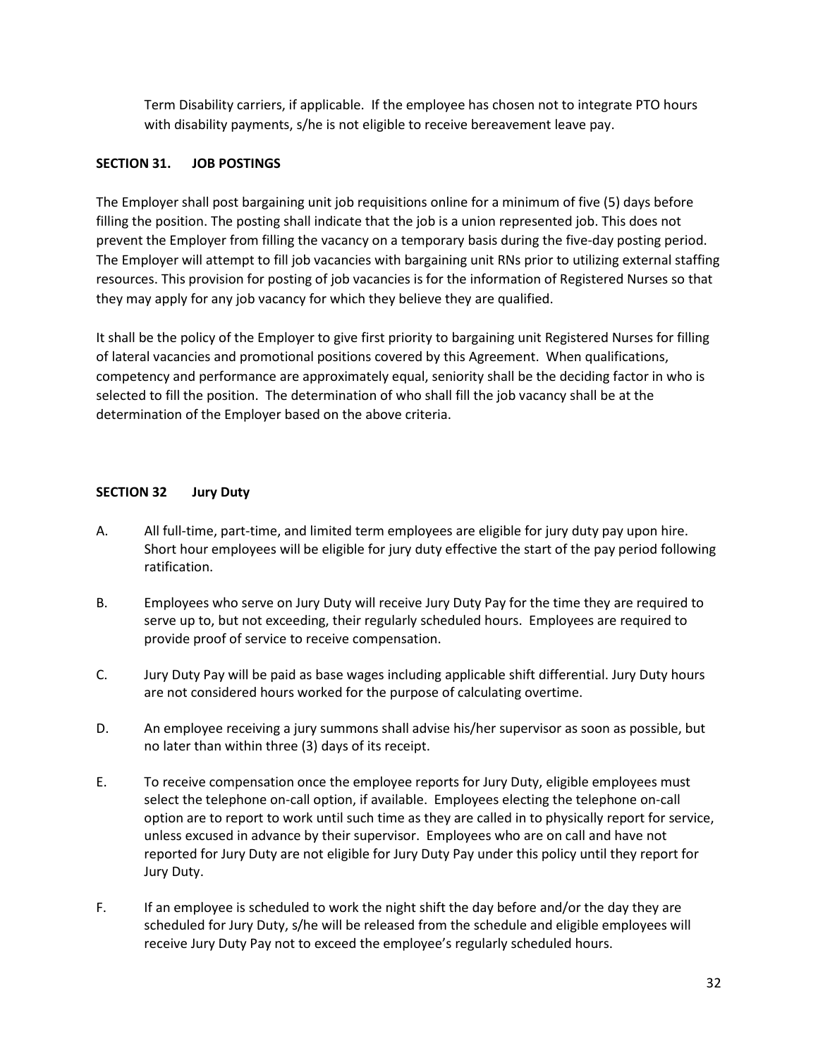Term Disability carriers, if applicable. If the employee has chosen not to integrate PTO hours with disability payments, s/he is not eligible to receive bereavement leave pay.

## SECTION 31. JOB POSTINGS

The Employer shall post bargaining unit job requisitions online for a minimum of five (5) days before filling the position. The posting shall indicate that the job is a union represented job. This does not prevent the Employer from filling the vacancy on a temporary basis during the five-day posting period. The Employer will attempt to fill job vacancies with bargaining unit RNs prior to utilizing external staffing resources. This provision for posting of job vacancies is for the information of Registered Nurses so that they may apply for any job vacancy for which they believe they are qualified.

It shall be the policy of the Employer to give first priority to bargaining unit Registered Nurses for filling of lateral vacancies and promotional positions covered by this Agreement. When qualifications, competency and performance are approximately equal, seniority shall be the deciding factor in who is selected to fill the position. The determination of who shall fill the job vacancy shall be at the determination of the Employer based on the above criteria.

## SECTION 32 Jury Duty

A. All full-time, part-time, and limited term employees are eligible for jury duty pay upon hire. Short hour employees will be eligible for jury duty effective the start of the pay period following ratification.

B. Employees who serve on Jury Duty will receive Jury Duty Pay for the time they are required to serve up to, but not exceeding, their regularly scheduled hours. Employees are required to provide proof of service to receive compensation.

C. Jury Duty Pay will be paid as base wages including applicable shift differential. Jury Duty hours are not considered hours worked for the purpose of calculating overtime.

D. An employee receiving a jury summons shall advise his/her supervisor as soon as possible, but no later than within three (3) days of its receipt.

E. To receive compensation once the employee reports for Jury Duty, eligible employees must select the telephone on-call option, if available. Employees electing the telephone on-call option are to report to work until such time as they are called in to physically report for service, unless excused in advance by their supervisor. Employees who are on call and have not reported for Jury Duty are not eligible for Jury Duty Pay under this policy until they report for Jury Duty.

F. If an employee is scheduled to work the night shift the day before and/or the day they are scheduled for Jury Duty, s/he will be released from the schedule and eligible employees will receive Jury Duty Pay not to exceed the employee's regularly scheduled hours.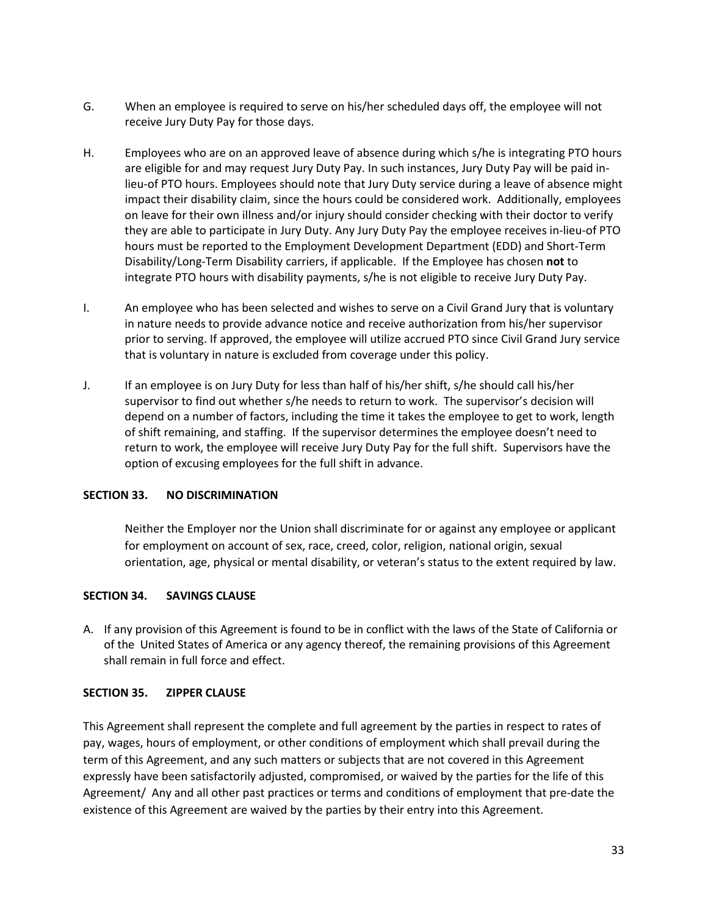G. When an employee is required to serve on his/her scheduled days off, the employee will not receive Jury Duty Pay for those days.

H. Employees who are on an approved leave of absence during which s/he is integrating PTO hours are eligible for and may request Jury Duty Pay. In such instances, Jury Duty Pay will be paid in-lieu-of PTO hours. Employees should note that Jury Duty service during a leave of absence might impact their disability claim, since the hours could be considered work. Additionally, employees on leave for their own illness and/or injury should consider checking with their doctor to verify they are able to participate in Jury Duty. Any Jury Duty Pay the employee receives in-lieu-of PTO hours must be reported to the Employment Development Department (EDD) and Short-Term Disability/Long-Term Disability carriers, if applicable. If the Employee has chosen **not** to integrate PTO hours with disability payments, s/he is not eligible to receive Jury Duty Pay.

I. An employee who has been selected and wishes to serve on a Civil Grand Jury that is voluntary in nature needs to provide advance notice and receive authorization from his/her supervisor prior to serving. If approved, the employee will utilize accrued PTO since Civil Grand Jury service that is voluntary in nature is excluded from coverage under this policy.

J. If an employee is on Jury Duty for less than half of his/her shift, s/he should call his/her supervisor to find out whether s/he needs to return to work. The supervisor's decision will depend on a number of factors, including the time it takes the employee to get to work, length of shift remaining, and staffing. If the supervisor determines the employee doesn't need to return to work, the employee will receive Jury Duty Pay for the full shift. Supervisors have the option of excusing employees for the full shift in advance.

## SECTION 33. NO DISCRIMINATION

Neither the Employer nor the Union shall discriminate for or against any employee or applicant for employment on account of sex, race, creed, color, religion, national origin, sexual orientation, age, physical or mental disability, or veteran's status to the extent required by law.

## SECTION 34. SAVINGS CLAUSE

A. If any provision of this Agreement is found to be in conflict with the laws of the State of California or of the United States of America or any agency thereof, the remaining provisions of this Agreement shall remain in full force and effect.

## SECTION 35. ZIPPER CLAUSE

This Agreement shall represent the complete and full agreement by the parties in respect to rates of pay, wages, hours of employment, or other conditions of employment which shall prevail during the term of this Agreement, and any such matters or subjects that are not covered in this Agreement expressly have been satisfactorily adjusted, compromised, or waived by the parties for the life of this Agreement/ Any and all other past practices or terms and conditions of employment that pre-date the existence of this Agreement are waived by the parties by their entry into this Agreement.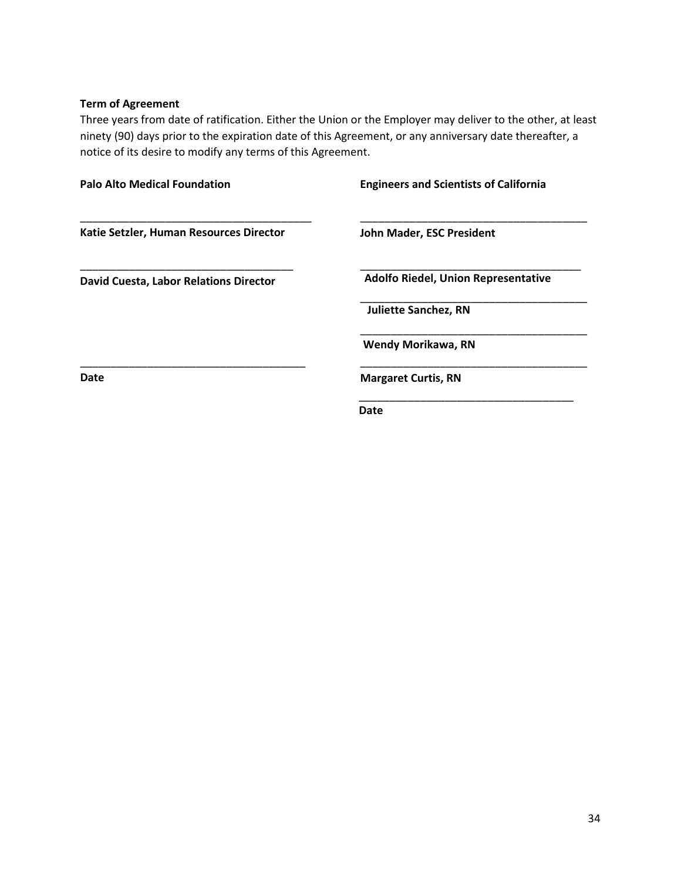**Term of Agreement**

Three years from date of ratification. Either the Union or the Employer may deliver to the other, at least ninety (90) days prior to the expiration date of this Agreement, or any anniversary date thereafter, a notice of its desire to modify any terms of this Agreement.

**Palo Alto Medical Foundation**

\_\_\_\_\_\_\_\_\_\_\_\_\_\_\_\_\_\_\_\_\_\_\_\_\_\_\_\_\_\_\_\_\_\_\_\_\_\_\_\_

**Katie Setzler, Human Resources Director**

\_\_\_\_\_\_\_\_\_\_\_\_\_\_\_\_\_\_\_\_\_\_\_\_\_\_\_\_\_\_\_\_\_\_\_\_\_\_\_\_

**David Cuesta, Labor Relations Director**

\_\_\_\_\_\_\_\_\_\_\_\_\_\_\_\_\_\_\_\_\_\_\_\_\_\_\_\_\_\_\_\_\_\_\_\_\_\_\_\_

**Date**

**Engineers and Scientists of California**

\_\_\_\_\_\_\_\_\_\_\_\_\_\_\_\_\_\_\_\_\_\_\_\_\_\_\_\_\_\_\_\_\_\_\_\_\_\_\_\_

**John Mader, ESC President**

\_\_\_\_\_\_\_\_\_\_\_\_\_\_\_\_\_\_\_\_\_\_\_\_\_\_\_\_\_\_\_\_\_\_\_\_\_\_\_\_

**Adolfo Riedel, Union Representative**

\_\_\_\_\_\_\_\_\_\_\_\_\_\_\_\_\_\_\_\_\_\_\_\_\_\_\_\_\_\_\_\_\_\_\_\_\_\_\_\_

**Juliette Sanchez, RN**

\_\_\_\_\_\_\_\_\_\_\_\_\_\_\_\_\_\_\_\_\_\_\_\_\_\_\_\_\_\_\_\_\_\_\_\_\_\_\_\_

**Wendy Morikawa, RN**

\_\_\_\_\_\_\_\_\_\_\_\_\_\_\_\_\_\_\_\_\_\_\_\_\_\_\_\_\_\_\_\_\_\_\_\_\_\_\_\_

**Margaret Curtis, RN**

\_\_\_\_\_\_\_\_\_\_\_\_\_\_\_\_\_\_\_\_\_\_\_\_\_\_\_\_\_\_\_\_\_\_\_\_\_\_\_\_

**Date**